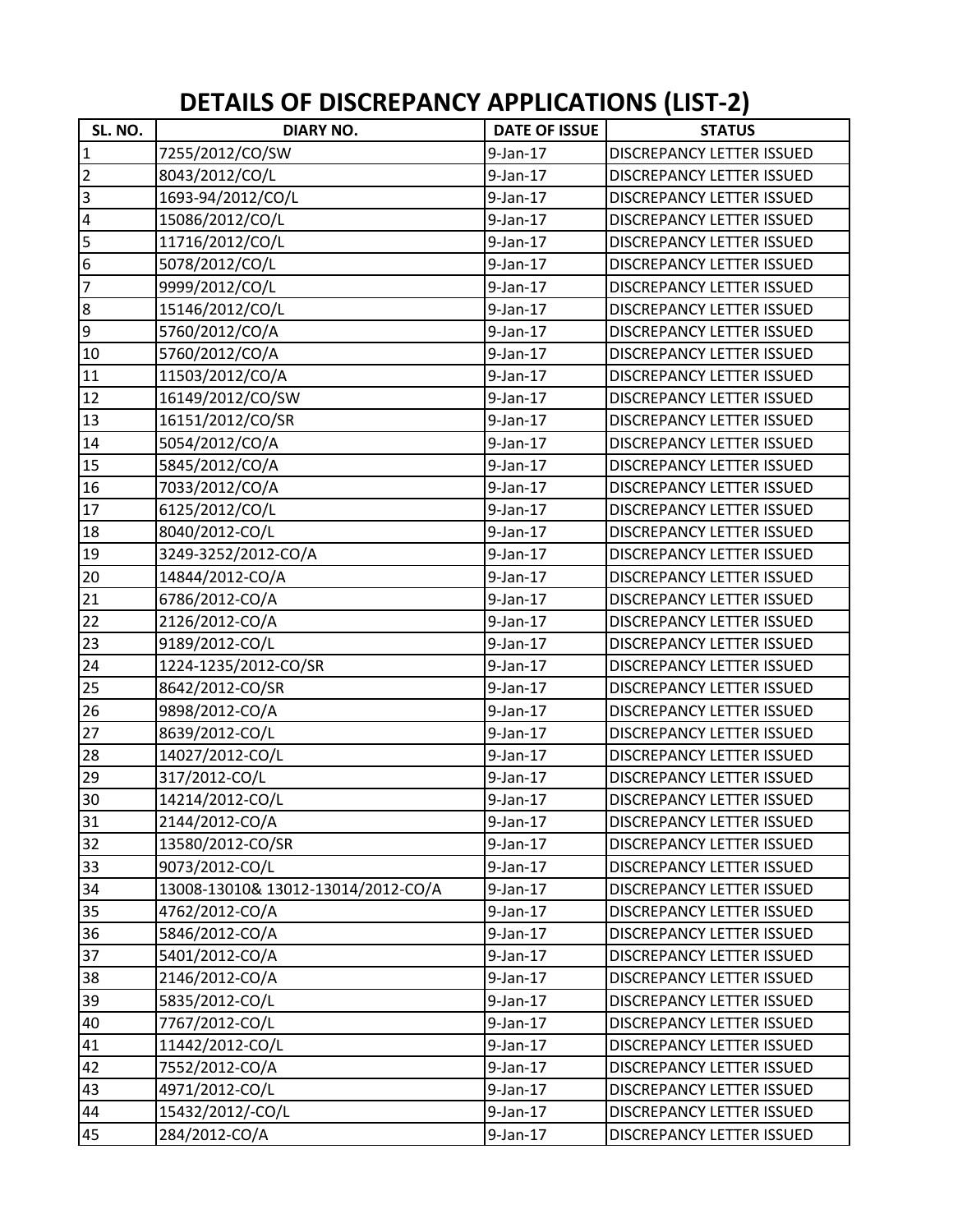# DETAILS OF DISCREPANCY APPLICATIONS (LIST-2)

| SL. NO. | DIARY NO. | DATE OF ISSUE | STATUS |
|---|---|---|---|
| 1 | 7255/2012/CO/SW | 9-Jan-17 | DISCREPANCY LETTER ISSUED |
| 2 | 8043/2012/CO/L | 9-Jan-17 | DISCREPANCY LETTER ISSUED |
| 3 | 1693-94/2012/CO/L | 9-Jan-17 | DISCREPANCY LETTER ISSUED |
| 4 | 15086/2012/CO/L | 9-Jan-17 | DISCREPANCY LETTER ISSUED |
| 5 | 11716/2012/CO/L | 9-Jan-17 | DISCREPANCY LETTER ISSUED |
| 6 | 5078/2012/CO/L | 9-Jan-17 | DISCREPANCY LETTER ISSUED |
| 7 | 9999/2012/CO/L | 9-Jan-17 | DISCREPANCY LETTER ISSUED |
| 8 | 15146/2012/CO/L | 9-Jan-17 | DISCREPANCY LETTER ISSUED |
| 9 | 5760/2012/CO/A | 9-Jan-17 | DISCREPANCY LETTER ISSUED |
| 10 | 5760/2012/CO/A | 9-Jan-17 | DISCREPANCY LETTER ISSUED |
| 11 | 11503/2012/CO/A | 9-Jan-17 | DISCREPANCY LETTER ISSUED |
| 12 | 16149/2012/CO/SW | 9-Jan-17 | DISCREPANCY LETTER ISSUED |
| 13 | 16151/2012/CO/SR | 9-Jan-17 | DISCREPANCY LETTER ISSUED |
| 14 | 5054/2012/CO/A | 9-Jan-17 | DISCREPANCY LETTER ISSUED |
| 15 | 5845/2012/CO/A | 9-Jan-17 | DISCREPANCY LETTER ISSUED |
| 16 | 7033/2012/CO/A | 9-Jan-17 | DISCREPANCY LETTER ISSUED |
| 17 | 6125/2012/CO/L | 9-Jan-17 | DISCREPANCY LETTER ISSUED |
| 18 | 8040/2012-CO/L | 9-Jan-17 | DISCREPANCY LETTER ISSUED |
| 19 | 3249-3252/2012-CO/A | 9-Jan-17 | DISCREPANCY LETTER ISSUED |
| 20 | 14844/2012-CO/A | 9-Jan-17 | DISCREPANCY LETTER ISSUED |
| 21 | 6786/2012-CO/A | 9-Jan-17 | DISCREPANCY LETTER ISSUED |
| 22 | 2126/2012-CO/A | 9-Jan-17 | DISCREPANCY LETTER ISSUED |
| 23 | 9189/2012-CO/L | 9-Jan-17 | DISCREPANCY LETTER ISSUED |
| 24 | 1224-1235/2012-CO/SR | 9-Jan-17 | DISCREPANCY LETTER ISSUED |
| 25 | 8642/2012-CO/SR | 9-Jan-17 | DISCREPANCY LETTER ISSUED |
| 26 | 9898/2012-CO/A | 9-Jan-17 | DISCREPANCY LETTER ISSUED |
| 27 | 8639/2012-CO/L | 9-Jan-17 | DISCREPANCY LETTER ISSUED |
| 28 | 14027/2012-CO/L | 9-Jan-17 | DISCREPANCY LETTER ISSUED |
| 29 | 317/2012-CO/L | 9-Jan-17 | DISCREPANCY LETTER ISSUED |
| 30 | 14214/2012-CO/L | 9-Jan-17 | DISCREPANCY LETTER ISSUED |
| 31 | 2144/2012-CO/A | 9-Jan-17 | DISCREPANCY LETTER ISSUED |
| 32 | 13580/2012-CO/SR | 9-Jan-17 | DISCREPANCY LETTER ISSUED |
| 33 | 9073/2012-CO/L | 9-Jan-17 | DISCREPANCY LETTER ISSUED |
| 34 | 13008-13010& 13012-13014/2012-CO/A | 9-Jan-17 | DISCREPANCY LETTER ISSUED |
| 35 | 4762/2012-CO/A | 9-Jan-17 | DISCREPANCY LETTER ISSUED |
| 36 | 5846/2012-CO/A | 9-Jan-17 | DISCREPANCY LETTER ISSUED |
| 37 | 5401/2012-CO/A | 9-Jan-17 | DISCREPANCY LETTER ISSUED |
| 38 | 2146/2012-CO/A | 9-Jan-17 | DISCREPANCY LETTER ISSUED |
| 39 | 5835/2012-CO/L | 9-Jan-17 | DISCREPANCY LETTER ISSUED |
| 40 | 7767/2012-CO/L | 9-Jan-17 | DISCREPANCY LETTER ISSUED |
| 41 | 11442/2012-CO/L | 9-Jan-17 | DISCREPANCY LETTER ISSUED |
| 42 | 7552/2012-CO/A | 9-Jan-17 | DISCREPANCY LETTER ISSUED |
| 43 | 4971/2012-CO/L | 9-Jan-17 | DISCREPANCY LETTER ISSUED |
| 44 | 15432/2012/-CO/L | 9-Jan-17 | DISCREPANCY LETTER ISSUED |
| 45 | 284/2012-CO/A | 9-Jan-17 | DISCREPANCY LETTER ISSUED |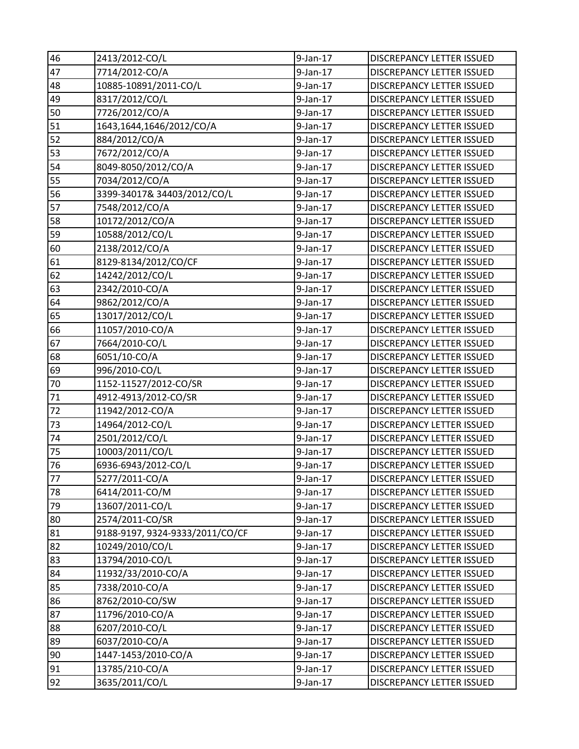| 46 | 2413/2012-CO/L | 9-Jan-17 | DISCREPANCY LETTER ISSUED |
|---|---|---|---|
| 47 | 7714/2012-CO/A | 9-Jan-17 | DISCREPANCY LETTER ISSUED |
| 48 | 10885-10891/2011-CO/L | 9-Jan-17 | DISCREPANCY LETTER ISSUED |
| 49 | 8317/2012/CO/L | 9-Jan-17 | DISCREPANCY LETTER ISSUED |
| 50 | 7726/2012/CO/A | 9-Jan-17 | DISCREPANCY LETTER ISSUED |
| 51 | 1643,1644,1646/2012/CO/A | 9-Jan-17 | DISCREPANCY LETTER ISSUED |
| 52 | 884/2012/CO/A | 9-Jan-17 | DISCREPANCY LETTER ISSUED |
| 53 | 7672/2012/CO/A | 9-Jan-17 | DISCREPANCY LETTER ISSUED |
| 54 | 8049-8050/2012/CO/A | 9-Jan-17 | DISCREPANCY LETTER ISSUED |
| 55 | 7034/2012/CO/A | 9-Jan-17 | DISCREPANCY LETTER ISSUED |
| 56 | 3399-34017& 34403/2012/CO/L | 9-Jan-17 | DISCREPANCY LETTER ISSUED |
| 57 | 7548/2012/CO/A | 9-Jan-17 | DISCREPANCY LETTER ISSUED |
| 58 | 10172/2012/CO/A | 9-Jan-17 | DISCREPANCY LETTER ISSUED |
| 59 | 10588/2012/CO/L | 9-Jan-17 | DISCREPANCY LETTER ISSUED |
| 60 | 2138/2012/CO/A | 9-Jan-17 | DISCREPANCY LETTER ISSUED |
| 61 | 8129-8134/2012/CO/CF | 9-Jan-17 | DISCREPANCY LETTER ISSUED |
| 62 | 14242/2012/CO/L | 9-Jan-17 | DISCREPANCY LETTER ISSUED |
| 63 | 2342/2010-CO/A | 9-Jan-17 | DISCREPANCY LETTER ISSUED |
| 64 | 9862/2012/CO/A | 9-Jan-17 | DISCREPANCY LETTER ISSUED |
| 65 | 13017/2012/CO/L | 9-Jan-17 | DISCREPANCY LETTER ISSUED |
| 66 | 11057/2010-CO/A | 9-Jan-17 | DISCREPANCY LETTER ISSUED |
| 67 | 7664/2010-CO/L | 9-Jan-17 | DISCREPANCY LETTER ISSUED |
| 68 | 6051/10-CO/A | 9-Jan-17 | DISCREPANCY LETTER ISSUED |
| 69 | 996/2010-CO/L | 9-Jan-17 | DISCREPANCY LETTER ISSUED |
| 70 | 1152-11527/2012-CO/SR | 9-Jan-17 | DISCREPANCY LETTER ISSUED |
| 71 | 4912-4913/2012-CO/SR | 9-Jan-17 | DISCREPANCY LETTER ISSUED |
| 72 | 11942/2012-CO/A | 9-Jan-17 | DISCREPANCY LETTER ISSUED |
| 73 | 14964/2012-CO/L | 9-Jan-17 | DISCREPANCY LETTER ISSUED |
| 74 | 2501/2012/CO/L | 9-Jan-17 | DISCREPANCY LETTER ISSUED |
| 75 | 10003/2011/CO/L | 9-Jan-17 | DISCREPANCY LETTER ISSUED |
| 76 | 6936-6943/2012-CO/L | 9-Jan-17 | DISCREPANCY LETTER ISSUED |
| 77 | 5277/2011-CO/A | 9-Jan-17 | DISCREPANCY LETTER ISSUED |
| 78 | 6414/2011-CO/M | 9-Jan-17 | DISCREPANCY LETTER ISSUED |
| 79 | 13607/2011-CO/L | 9-Jan-17 | DISCREPANCY LETTER ISSUED |
| 80 | 2574/2011-CO/SR | 9-Jan-17 | DISCREPANCY LETTER ISSUED |
| 81 | 9188-9197, 9324-9333/2011/CO/CF | 9-Jan-17 | DISCREPANCY LETTER ISSUED |
| 82 | 10249/2010/CO/L | 9-Jan-17 | DISCREPANCY LETTER ISSUED |
| 83 | 13794/2010-CO/L | 9-Jan-17 | DISCREPANCY LETTER ISSUED |
| 84 | 11932/33/2010-CO/A | 9-Jan-17 | DISCREPANCY LETTER ISSUED |
| 85 | 7338/2010-CO/A | 9-Jan-17 | DISCREPANCY LETTER ISSUED |
| 86 | 8762/2010-CO/SW | 9-Jan-17 | DISCREPANCY LETTER ISSUED |
| 87 | 11796/2010-CO/A | 9-Jan-17 | DISCREPANCY LETTER ISSUED |
| 88 | 6207/2010-CO/L | 9-Jan-17 | DISCREPANCY LETTER ISSUED |
| 89 | 6037/2010-CO/A | 9-Jan-17 | DISCREPANCY LETTER ISSUED |
| 90 | 1447-1453/2010-CO/A | 9-Jan-17 | DISCREPANCY LETTER ISSUED |
| 91 | 13785/210-CO/A | 9-Jan-17 | DISCREPANCY LETTER ISSUED |
| 92 | 3635/2011/CO/L | 9-Jan-17 | DISCREPANCY LETTER ISSUED |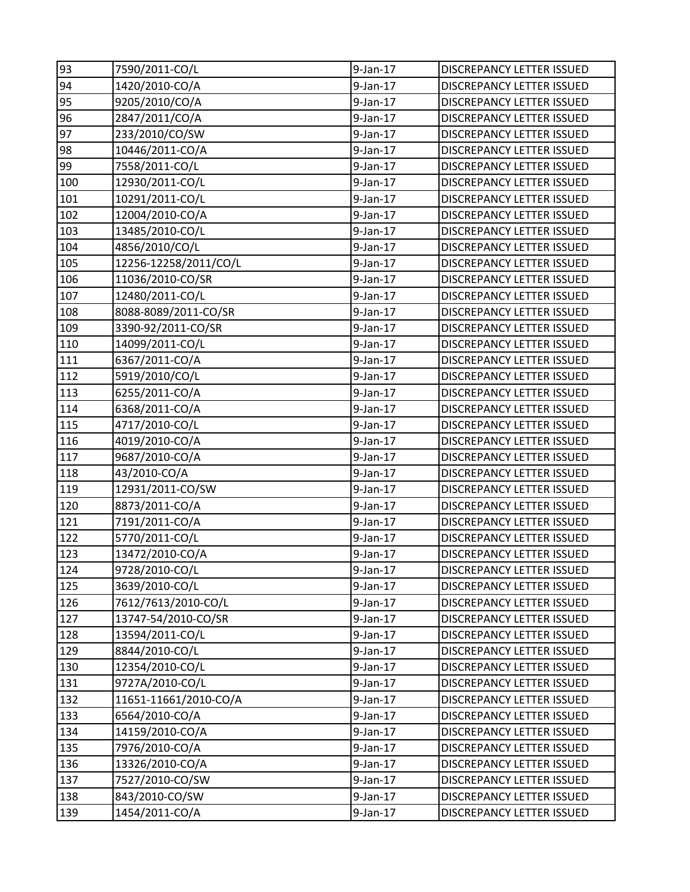| 93 | 7590/2011-CO/L | 9-Jan-17 | DISCREPANCY LETTER ISSUED |
|---|---|---|---|
| 94 | 1420/2010-CO/A | 9-Jan-17 | DISCREPANCY LETTER ISSUED |
| 95 | 9205/2010/CO/A | 9-Jan-17 | DISCREPANCY LETTER ISSUED |
| 96 | 2847/2011/CO/A | 9-Jan-17 | DISCREPANCY LETTER ISSUED |
| 97 | 233/2010/CO/SW | 9-Jan-17 | DISCREPANCY LETTER ISSUED |
| 98 | 10446/2011-CO/A | 9-Jan-17 | DISCREPANCY LETTER ISSUED |
| 99 | 7558/2011-CO/L | 9-Jan-17 | DISCREPANCY LETTER ISSUED |
| 100 | 12930/2011-CO/L | 9-Jan-17 | DISCREPANCY LETTER ISSUED |
| 101 | 10291/2011-CO/L | 9-Jan-17 | DISCREPANCY LETTER ISSUED |
| 102 | 12004/2010-CO/A | 9-Jan-17 | DISCREPANCY LETTER ISSUED |
| 103 | 13485/2010-CO/L | 9-Jan-17 | DISCREPANCY LETTER ISSUED |
| 104 | 4856/2010/CO/L | 9-Jan-17 | DISCREPANCY LETTER ISSUED |
| 105 | 12256-12258/2011/CO/L | 9-Jan-17 | DISCREPANCY LETTER ISSUED |
| 106 | 11036/2010-CO/SR | 9-Jan-17 | DISCREPANCY LETTER ISSUED |
| 107 | 12480/2011-CO/L | 9-Jan-17 | DISCREPANCY LETTER ISSUED |
| 108 | 8088-8089/2011-CO/SR | 9-Jan-17 | DISCREPANCY LETTER ISSUED |
| 109 | 3390-92/2011-CO/SR | 9-Jan-17 | DISCREPANCY LETTER ISSUED |
| 110 | 14099/2011-CO/L | 9-Jan-17 | DISCREPANCY LETTER ISSUED |
| 111 | 6367/2011-CO/A | 9-Jan-17 | DISCREPANCY LETTER ISSUED |
| 112 | 5919/2010/CO/L | 9-Jan-17 | DISCREPANCY LETTER ISSUED |
| 113 | 6255/2011-CO/A | 9-Jan-17 | DISCREPANCY LETTER ISSUED |
| 114 | 6368/2011-CO/A | 9-Jan-17 | DISCREPANCY LETTER ISSUED |
| 115 | 4717/2010-CO/L | 9-Jan-17 | DISCREPANCY LETTER ISSUED |
| 116 | 4019/2010-CO/A | 9-Jan-17 | DISCREPANCY LETTER ISSUED |
| 117 | 9687/2010-CO/A | 9-Jan-17 | DISCREPANCY LETTER ISSUED |
| 118 | 43/2010-CO/A | 9-Jan-17 | DISCREPANCY LETTER ISSUED |
| 119 | 12931/2011-CO/SW | 9-Jan-17 | DISCREPANCY LETTER ISSUED |
| 120 | 8873/2011-CO/A | 9-Jan-17 | DISCREPANCY LETTER ISSUED |
| 121 | 7191/2011-CO/A | 9-Jan-17 | DISCREPANCY LETTER ISSUED |
| 122 | 5770/2011-CO/L | 9-Jan-17 | DISCREPANCY LETTER ISSUED |
| 123 | 13472/2010-CO/A | 9-Jan-17 | DISCREPANCY LETTER ISSUED |
| 124 | 9728/2010-CO/L | 9-Jan-17 | DISCREPANCY LETTER ISSUED |
| 125 | 3639/2010-CO/L | 9-Jan-17 | DISCREPANCY LETTER ISSUED |
| 126 | 7612/7613/2010-CO/L | 9-Jan-17 | DISCREPANCY LETTER ISSUED |
| 127 | 13747-54/2010-CO/SR | 9-Jan-17 | DISCREPANCY LETTER ISSUED |
| 128 | 13594/2011-CO/L | 9-Jan-17 | DISCREPANCY LETTER ISSUED |
| 129 | 8844/2010-CO/L | 9-Jan-17 | DISCREPANCY LETTER ISSUED |
| 130 | 12354/2010-CO/L | 9-Jan-17 | DISCREPANCY LETTER ISSUED |
| 131 | 9727A/2010-CO/L | 9-Jan-17 | DISCREPANCY LETTER ISSUED |
| 132 | 11651-11661/2010-CO/A | 9-Jan-17 | DISCREPANCY LETTER ISSUED |
| 133 | 6564/2010-CO/A | 9-Jan-17 | DISCREPANCY LETTER ISSUED |
| 134 | 14159/2010-CO/A | 9-Jan-17 | DISCREPANCY LETTER ISSUED |
| 135 | 7976/2010-CO/A | 9-Jan-17 | DISCREPANCY LETTER ISSUED |
| 136 | 13326/2010-CO/A | 9-Jan-17 | DISCREPANCY LETTER ISSUED |
| 137 | 7527/2010-CO/SW | 9-Jan-17 | DISCREPANCY LETTER ISSUED |
| 138 | 843/2010-CO/SW | 9-Jan-17 | DISCREPANCY LETTER ISSUED |
| 139 | 1454/2011-CO/A | 9-Jan-17 | DISCREPANCY LETTER ISSUED |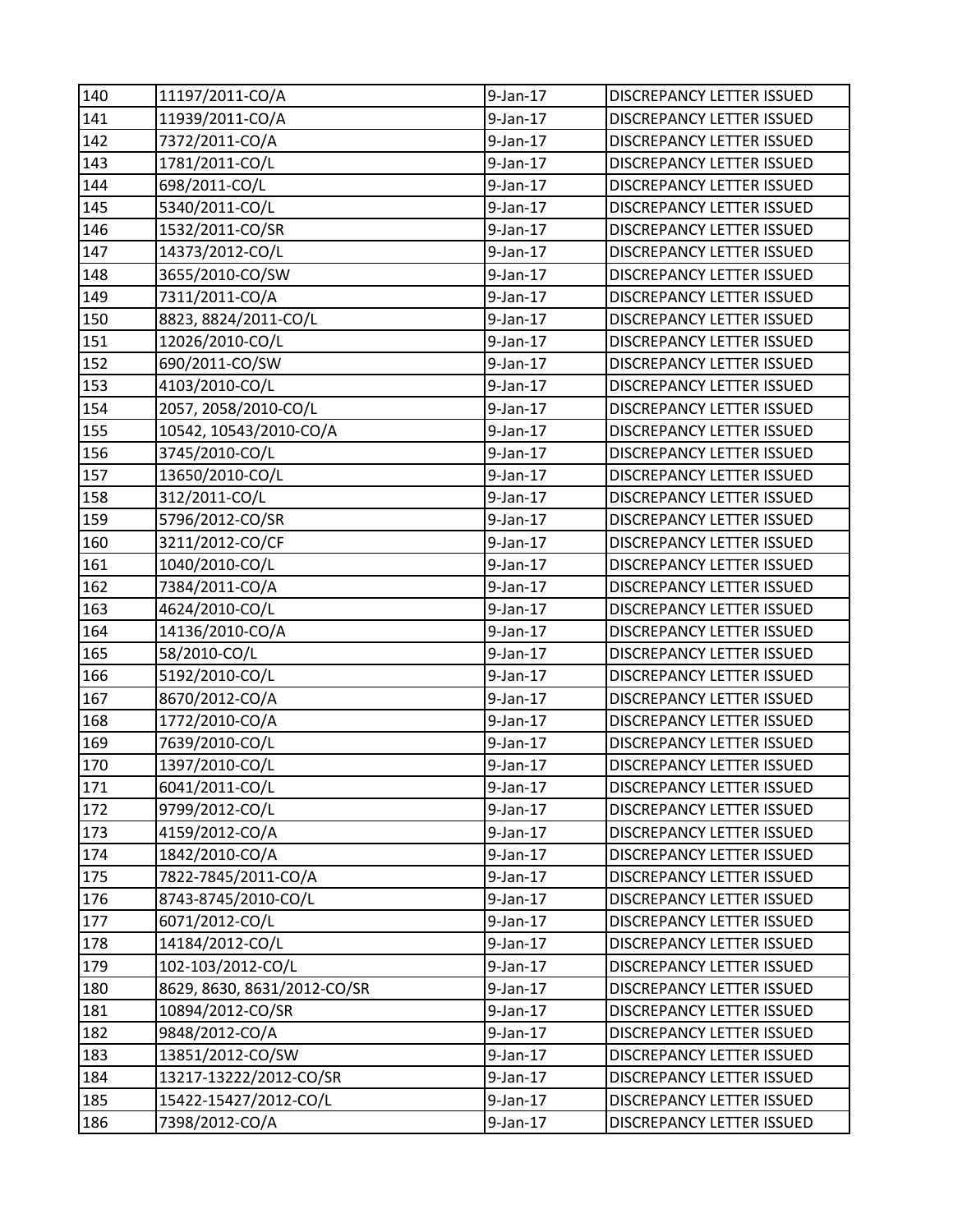| 140 | 11197/2011-CO/A | 9-Jan-17 | DISCREPANCY LETTER ISSUED |
|---|---|---|---|
| 141 | 11939/2011-CO/A | 9-Jan-17 | DISCREPANCY LETTER ISSUED |
| 142 | 7372/2011-CO/A | 9-Jan-17 | DISCREPANCY LETTER ISSUED |
| 143 | 1781/2011-CO/L | 9-Jan-17 | DISCREPANCY LETTER ISSUED |
| 144 | 698/2011-CO/L | 9-Jan-17 | DISCREPANCY LETTER ISSUED |
| 145 | 5340/2011-CO/L | 9-Jan-17 | DISCREPANCY LETTER ISSUED |
| 146 | 1532/2011-CO/SR | 9-Jan-17 | DISCREPANCY LETTER ISSUED |
| 147 | 14373/2012-CO/L | 9-Jan-17 | DISCREPANCY LETTER ISSUED |
| 148 | 3655/2010-CO/SW | 9-Jan-17 | DISCREPANCY LETTER ISSUED |
| 149 | 7311/2011-CO/A | 9-Jan-17 | DISCREPANCY LETTER ISSUED |
| 150 | 8823, 8824/2011-CO/L | 9-Jan-17 | DISCREPANCY LETTER ISSUED |
| 151 | 12026/2010-CO/L | 9-Jan-17 | DISCREPANCY LETTER ISSUED |
| 152 | 690/2011-CO/SW | 9-Jan-17 | DISCREPANCY LETTER ISSUED |
| 153 | 4103/2010-CO/L | 9-Jan-17 | DISCREPANCY LETTER ISSUED |
| 154 | 2057, 2058/2010-CO/L | 9-Jan-17 | DISCREPANCY LETTER ISSUED |
| 155 | 10542, 10543/2010-CO/A | 9-Jan-17 | DISCREPANCY LETTER ISSUED |
| 156 | 3745/2010-CO/L | 9-Jan-17 | DISCREPANCY LETTER ISSUED |
| 157 | 13650/2010-CO/L | 9-Jan-17 | DISCREPANCY LETTER ISSUED |
| 158 | 312/2011-CO/L | 9-Jan-17 | DISCREPANCY LETTER ISSUED |
| 159 | 5796/2012-CO/SR | 9-Jan-17 | DISCREPANCY LETTER ISSUED |
| 160 | 3211/2012-CO/CF | 9-Jan-17 | DISCREPANCY LETTER ISSUED |
| 161 | 1040/2010-CO/L | 9-Jan-17 | DISCREPANCY LETTER ISSUED |
| 162 | 7384/2011-CO/A | 9-Jan-17 | DISCREPANCY LETTER ISSUED |
| 163 | 4624/2010-CO/L | 9-Jan-17 | DISCREPANCY LETTER ISSUED |
| 164 | 14136/2010-CO/A | 9-Jan-17 | DISCREPANCY LETTER ISSUED |
| 165 | 58/2010-CO/L | 9-Jan-17 | DISCREPANCY LETTER ISSUED |
| 166 | 5192/2010-CO/L | 9-Jan-17 | DISCREPANCY LETTER ISSUED |
| 167 | 8670/2012-CO/A | 9-Jan-17 | DISCREPANCY LETTER ISSUED |
| 168 | 1772/2010-CO/A | 9-Jan-17 | DISCREPANCY LETTER ISSUED |
| 169 | 7639/2010-CO/L | 9-Jan-17 | DISCREPANCY LETTER ISSUED |
| 170 | 1397/2010-CO/L | 9-Jan-17 | DISCREPANCY LETTER ISSUED |
| 171 | 6041/2011-CO/L | 9-Jan-17 | DISCREPANCY LETTER ISSUED |
| 172 | 9799/2012-CO/L | 9-Jan-17 | DISCREPANCY LETTER ISSUED |
| 173 | 4159/2012-CO/A | 9-Jan-17 | DISCREPANCY LETTER ISSUED |
| 174 | 1842/2010-CO/A | 9-Jan-17 | DISCREPANCY LETTER ISSUED |
| 175 | 7822-7845/2011-CO/A | 9-Jan-17 | DISCREPANCY LETTER ISSUED |
| 176 | 8743-8745/2010-CO/L | 9-Jan-17 | DISCREPANCY LETTER ISSUED |
| 177 | 6071/2012-CO/L | 9-Jan-17 | DISCREPANCY LETTER ISSUED |
| 178 | 14184/2012-CO/L | 9-Jan-17 | DISCREPANCY LETTER ISSUED |
| 179 | 102-103/2012-CO/L | 9-Jan-17 | DISCREPANCY LETTER ISSUED |
| 180 | 8629, 8630, 8631/2012-CO/SR | 9-Jan-17 | DISCREPANCY LETTER ISSUED |
| 181 | 10894/2012-CO/SR | 9-Jan-17 | DISCREPANCY LETTER ISSUED |
| 182 | 9848/2012-CO/A | 9-Jan-17 | DISCREPANCY LETTER ISSUED |
| 183 | 13851/2012-CO/SW | 9-Jan-17 | DISCREPANCY LETTER ISSUED |
| 184 | 13217-13222/2012-CO/SR | 9-Jan-17 | DISCREPANCY LETTER ISSUED |
| 185 | 15422-15427/2012-CO/L | 9-Jan-17 | DISCREPANCY LETTER ISSUED |
| 186 | 7398/2012-CO/A | 9-Jan-17 | DISCREPANCY LETTER ISSUED |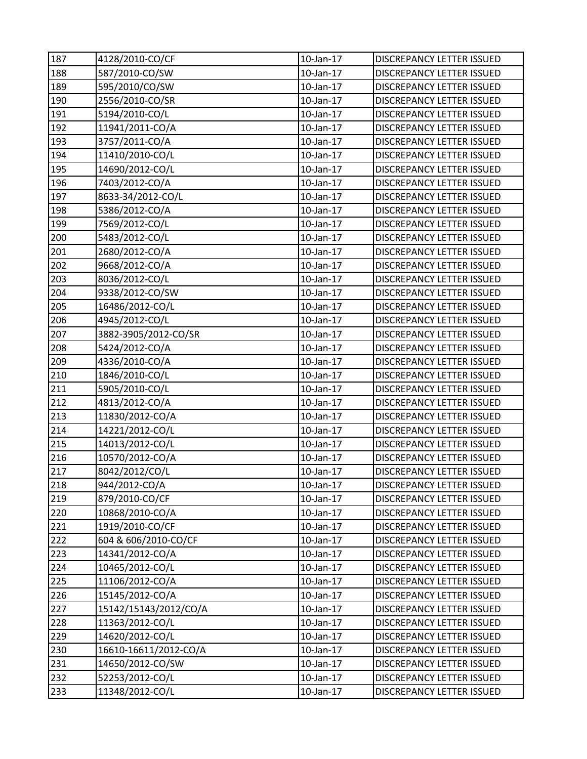| 187 | 4128/2010-CO/CF | 10-Jan-17 | DISCREPANCY LETTER ISSUED |
|---|---|---|---|
| 188 | 587/2010-CO/SW | 10-Jan-17 | DISCREPANCY LETTER ISSUED |
| 189 | 595/2010/CO/SW | 10-Jan-17 | DISCREPANCY LETTER ISSUED |
| 190 | 2556/2010-CO/SR | 10-Jan-17 | DISCREPANCY LETTER ISSUED |
| 191 | 5194/2010-CO/L | 10-Jan-17 | DISCREPANCY LETTER ISSUED |
| 192 | 11941/2011-CO/A | 10-Jan-17 | DISCREPANCY LETTER ISSUED |
| 193 | 3757/2011-CO/A | 10-Jan-17 | DISCREPANCY LETTER ISSUED |
| 194 | 11410/2010-CO/L | 10-Jan-17 | DISCREPANCY LETTER ISSUED |
| 195 | 14690/2012-CO/L | 10-Jan-17 | DISCREPANCY LETTER ISSUED |
| 196 | 7403/2012-CO/A | 10-Jan-17 | DISCREPANCY LETTER ISSUED |
| 197 | 8633-34/2012-CO/L | 10-Jan-17 | DISCREPANCY LETTER ISSUED |
| 198 | 5386/2012-CO/A | 10-Jan-17 | DISCREPANCY LETTER ISSUED |
| 199 | 7569/2012-CO/L | 10-Jan-17 | DISCREPANCY LETTER ISSUED |
| 200 | 5483/2012-CO/L | 10-Jan-17 | DISCREPANCY LETTER ISSUED |
| 201 | 2680/2012-CO/A | 10-Jan-17 | DISCREPANCY LETTER ISSUED |
| 202 | 9668/2012-CO/A | 10-Jan-17 | DISCREPANCY LETTER ISSUED |
| 203 | 8036/2012-CO/L | 10-Jan-17 | DISCREPANCY LETTER ISSUED |
| 204 | 9338/2012-CO/SW | 10-Jan-17 | DISCREPANCY LETTER ISSUED |
| 205 | 16486/2012-CO/L | 10-Jan-17 | DISCREPANCY LETTER ISSUED |
| 206 | 4945/2012-CO/L | 10-Jan-17 | DISCREPANCY LETTER ISSUED |
| 207 | 3882-3905/2012-CO/SR | 10-Jan-17 | DISCREPANCY LETTER ISSUED |
| 208 | 5424/2012-CO/A | 10-Jan-17 | DISCREPANCY LETTER ISSUED |
| 209 | 4336/2010-CO/A | 10-Jan-17 | DISCREPANCY LETTER ISSUED |
| 210 | 1846/2010-CO/L | 10-Jan-17 | DISCREPANCY LETTER ISSUED |
| 211 | 5905/2010-CO/L | 10-Jan-17 | DISCREPANCY LETTER ISSUED |
| 212 | 4813/2012-CO/A | 10-Jan-17 | DISCREPANCY LETTER ISSUED |
| 213 | 11830/2012-CO/A | 10-Jan-17 | DISCREPANCY LETTER ISSUED |
| 214 | 14221/2012-CO/L | 10-Jan-17 | DISCREPANCY LETTER ISSUED |
| 215 | 14013/2012-CO/L | 10-Jan-17 | DISCREPANCY LETTER ISSUED |
| 216 | 10570/2012-CO/A | 10-Jan-17 | DISCREPANCY LETTER ISSUED |
| 217 | 8042/2012/CO/L | 10-Jan-17 | DISCREPANCY LETTER ISSUED |
| 218 | 944/2012-CO/A | 10-Jan-17 | DISCREPANCY LETTER ISSUED |
| 219 | 879/2010-CO/CF | 10-Jan-17 | DISCREPANCY LETTER ISSUED |
| 220 | 10868/2010-CO/A | 10-Jan-17 | DISCREPANCY LETTER ISSUED |
| 221 | 1919/2010-CO/CF | 10-Jan-17 | DISCREPANCY LETTER ISSUED |
| 222 | 604 & 606/2010-CO/CF | 10-Jan-17 | DISCREPANCY LETTER ISSUED |
| 223 | 14341/2012-CO/A | 10-Jan-17 | DISCREPANCY LETTER ISSUED |
| 224 | 10465/2012-CO/L | 10-Jan-17 | DISCREPANCY LETTER ISSUED |
| 225 | 11106/2012-CO/A | 10-Jan-17 | DISCREPANCY LETTER ISSUED |
| 226 | 15145/2012-CO/A | 10-Jan-17 | DISCREPANCY LETTER ISSUED |
| 227 | 15142/15143/2012/CO/A | 10-Jan-17 | DISCREPANCY LETTER ISSUED |
| 228 | 11363/2012-CO/L | 10-Jan-17 | DISCREPANCY LETTER ISSUED |
| 229 | 14620/2012-CO/L | 10-Jan-17 | DISCREPANCY LETTER ISSUED |
| 230 | 16610-16611/2012-CO/A | 10-Jan-17 | DISCREPANCY LETTER ISSUED |
| 231 | 14650/2012-CO/SW | 10-Jan-17 | DISCREPANCY LETTER ISSUED |
| 232 | 52253/2012-CO/L | 10-Jan-17 | DISCREPANCY LETTER ISSUED |
| 233 | 11348/2012-CO/L | 10-Jan-17 | DISCREPANCY LETTER ISSUED |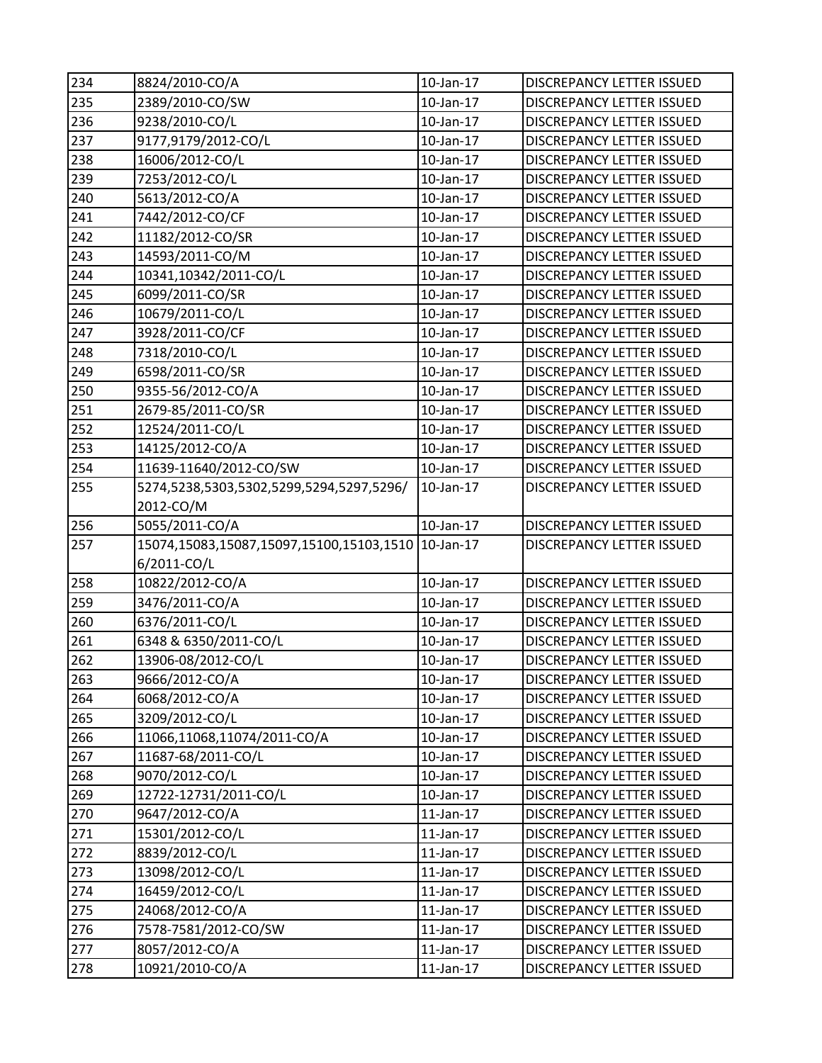| 234 | 8824/2010-CO/A | 10-Jan-17 | DISCREPANCY LETTER ISSUED |
|---|---|---|---|
| 235 | 2389/2010-CO/SW | 10-Jan-17 | DISCREPANCY LETTER ISSUED |
| 236 | 9238/2010-CO/L | 10-Jan-17 | DISCREPANCY LETTER ISSUED |
| 237 | 9177,9179/2012-CO/L | 10-Jan-17 | DISCREPANCY LETTER ISSUED |
| 238 | 16006/2012-CO/L | 10-Jan-17 | DISCREPANCY LETTER ISSUED |
| 239 | 7253/2012-CO/L | 10-Jan-17 | DISCREPANCY LETTER ISSUED |
| 240 | 5613/2012-CO/A | 10-Jan-17 | DISCREPANCY LETTER ISSUED |
| 241 | 7442/2012-CO/CF | 10-Jan-17 | DISCREPANCY LETTER ISSUED |
| 242 | 11182/2012-CO/SR | 10-Jan-17 | DISCREPANCY LETTER ISSUED |
| 243 | 14593/2011-CO/M | 10-Jan-17 | DISCREPANCY LETTER ISSUED |
| 244 | 10341,10342/2011-CO/L | 10-Jan-17 | DISCREPANCY LETTER ISSUED |
| 245 | 6099/2011-CO/SR | 10-Jan-17 | DISCREPANCY LETTER ISSUED |
| 246 | 10679/2011-CO/L | 10-Jan-17 | DISCREPANCY LETTER ISSUED |
| 247 | 3928/2011-CO/CF | 10-Jan-17 | DISCREPANCY LETTER ISSUED |
| 248 | 7318/2010-CO/L | 10-Jan-17 | DISCREPANCY LETTER ISSUED |
| 249 | 6598/2011-CO/SR | 10-Jan-17 | DISCREPANCY LETTER ISSUED |
| 250 | 9355-56/2012-CO/A | 10-Jan-17 | DISCREPANCY LETTER ISSUED |
| 251 | 2679-85/2011-CO/SR | 10-Jan-17 | DISCREPANCY LETTER ISSUED |
| 252 | 12524/2011-CO/L | 10-Jan-17 | DISCREPANCY LETTER ISSUED |
| 253 | 14125/2012-CO/A | 10-Jan-17 | DISCREPANCY LETTER ISSUED |
| 254 | 11639-11640/2012-CO/SW | 10-Jan-17 | DISCREPANCY LETTER ISSUED |
| 255 | 5274,5238,5303,5302,5299,5294,5297,5296/ 2012-CO/M | 10-Jan-17 | DISCREPANCY LETTER ISSUED |
| 256 | 5055/2011-CO/A | 10-Jan-17 | DISCREPANCY LETTER ISSUED |
| 257 | 15074,15083,15087,15097,15100,15103,1510 6/2011-CO/L | 10-Jan-17 | DISCREPANCY LETTER ISSUED |
| 258 | 10822/2012-CO/A | 10-Jan-17 | DISCREPANCY LETTER ISSUED |
| 259 | 3476/2011-CO/A | 10-Jan-17 | DISCREPANCY LETTER ISSUED |
| 260 | 6376/2011-CO/L | 10-Jan-17 | DISCREPANCY LETTER ISSUED |
| 261 | 6348 & 6350/2011-CO/L | 10-Jan-17 | DISCREPANCY LETTER ISSUED |
| 262 | 13906-08/2012-CO/L | 10-Jan-17 | DISCREPANCY LETTER ISSUED |
| 263 | 9666/2012-CO/A | 10-Jan-17 | DISCREPANCY LETTER ISSUED |
| 264 | 6068/2012-CO/A | 10-Jan-17 | DISCREPANCY LETTER ISSUED |
| 265 | 3209/2012-CO/L | 10-Jan-17 | DISCREPANCY LETTER ISSUED |
| 266 | 11066,11068,11074/2011-CO/A | 10-Jan-17 | DISCREPANCY LETTER ISSUED |
| 267 | 11687-68/2011-CO/L | 10-Jan-17 | DISCREPANCY LETTER ISSUED |
| 268 | 9070/2012-CO/L | 10-Jan-17 | DISCREPANCY LETTER ISSUED |
| 269 | 12722-12731/2011-CO/L | 10-Jan-17 | DISCREPANCY LETTER ISSUED |
| 270 | 9647/2012-CO/A | 11-Jan-17 | DISCREPANCY LETTER ISSUED |
| 271 | 15301/2012-CO/L | 11-Jan-17 | DISCREPANCY LETTER ISSUED |
| 272 | 8839/2012-CO/L | 11-Jan-17 | DISCREPANCY LETTER ISSUED |
| 273 | 13098/2012-CO/L | 11-Jan-17 | DISCREPANCY LETTER ISSUED |
| 274 | 16459/2012-CO/L | 11-Jan-17 | DISCREPANCY LETTER ISSUED |
| 275 | 24068/2012-CO/A | 11-Jan-17 | DISCREPANCY LETTER ISSUED |
| 276 | 7578-7581/2012-CO/SW | 11-Jan-17 | DISCREPANCY LETTER ISSUED |
| 277 | 8057/2012-CO/A | 11-Jan-17 | DISCREPANCY LETTER ISSUED |
| 278 | 10921/2010-CO/A | 11-Jan-17 | DISCREPANCY LETTER ISSUED |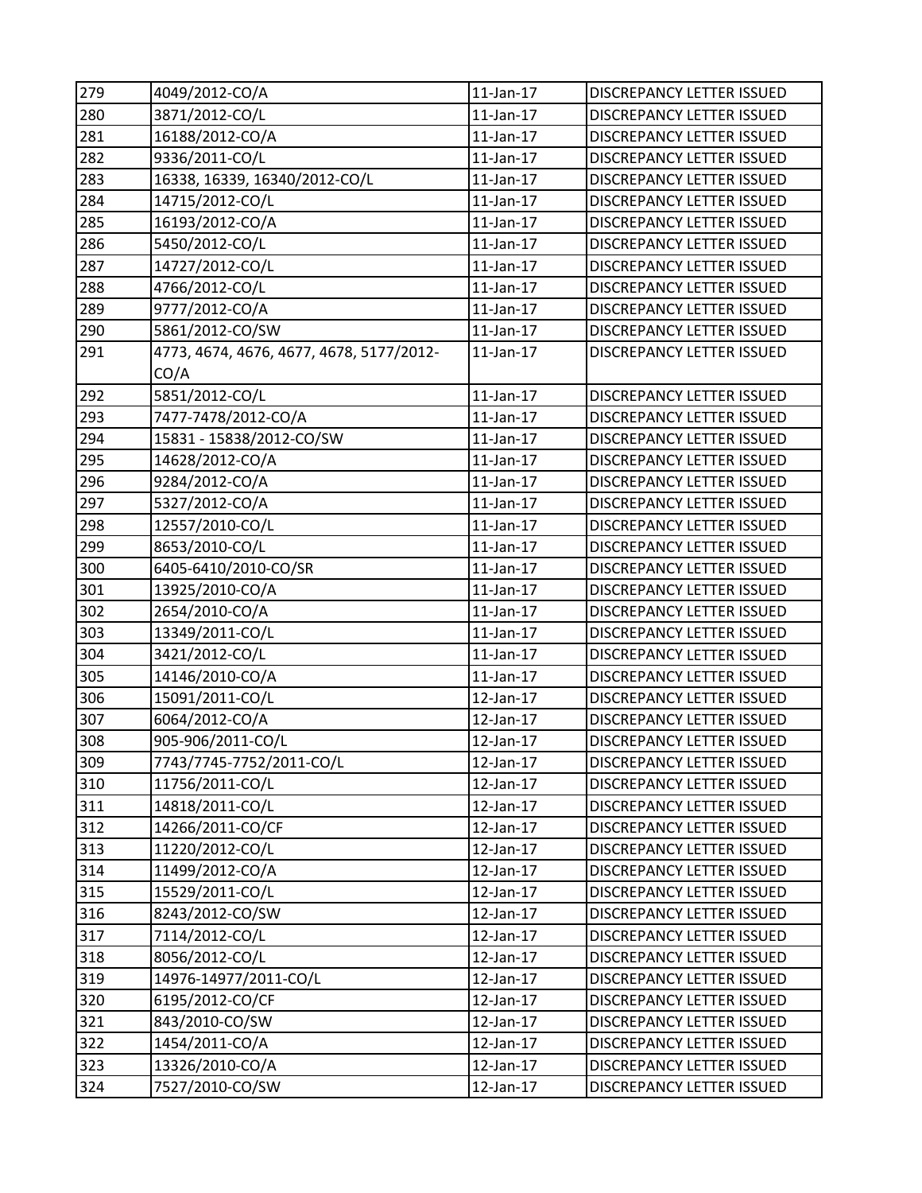| 279 | 4049/2012-CO/A | 11-Jan-17 | DISCREPANCY LETTER ISSUED |
|---|---|---|---|
| 280 | 3871/2012-CO/L | 11-Jan-17 | DISCREPANCY LETTER ISSUED |
| 281 | 16188/2012-CO/A | 11-Jan-17 | DISCREPANCY LETTER ISSUED |
| 282 | 9336/2011-CO/L | 11-Jan-17 | DISCREPANCY LETTER ISSUED |
| 283 | 16338, 16339, 16340/2012-CO/L | 11-Jan-17 | DISCREPANCY LETTER ISSUED |
| 284 | 14715/2012-CO/L | 11-Jan-17 | DISCREPANCY LETTER ISSUED |
| 285 | 16193/2012-CO/A | 11-Jan-17 | DISCREPANCY LETTER ISSUED |
| 286 | 5450/2012-CO/L | 11-Jan-17 | DISCREPANCY LETTER ISSUED |
| 287 | 14727/2012-CO/L | 11-Jan-17 | DISCREPANCY LETTER ISSUED |
| 288 | 4766/2012-CO/L | 11-Jan-17 | DISCREPANCY LETTER ISSUED |
| 289 | 9777/2012-CO/A | 11-Jan-17 | DISCREPANCY LETTER ISSUED |
| 290 | 5861/2012-CO/SW | 11-Jan-17 | DISCREPANCY LETTER ISSUED |
| 291 | 4773, 4674, 4676, 4677, 4678, 5177/2012-CO/A | 11-Jan-17 | DISCREPANCY LETTER ISSUED |
| 292 | 5851/2012-CO/L | 11-Jan-17 | DISCREPANCY LETTER ISSUED |
| 293 | 7477-7478/2012-CO/A | 11-Jan-17 | DISCREPANCY LETTER ISSUED |
| 294 | 15831 - 15838/2012-CO/SW | 11-Jan-17 | DISCREPANCY LETTER ISSUED |
| 295 | 14628/2012-CO/A | 11-Jan-17 | DISCREPANCY LETTER ISSUED |
| 296 | 9284/2012-CO/A | 11-Jan-17 | DISCREPANCY LETTER ISSUED |
| 297 | 5327/2012-CO/A | 11-Jan-17 | DISCREPANCY LETTER ISSUED |
| 298 | 12557/2010-CO/L | 11-Jan-17 | DISCREPANCY LETTER ISSUED |
| 299 | 8653/2010-CO/L | 11-Jan-17 | DISCREPANCY LETTER ISSUED |
| 300 | 6405-6410/2010-CO/SR | 11-Jan-17 | DISCREPANCY LETTER ISSUED |
| 301 | 13925/2010-CO/A | 11-Jan-17 | DISCREPANCY LETTER ISSUED |
| 302 | 2654/2010-CO/A | 11-Jan-17 | DISCREPANCY LETTER ISSUED |
| 303 | 13349/2011-CO/L | 11-Jan-17 | DISCREPANCY LETTER ISSUED |
| 304 | 3421/2012-CO/L | 11-Jan-17 | DISCREPANCY LETTER ISSUED |
| 305 | 14146/2010-CO/A | 11-Jan-17 | DISCREPANCY LETTER ISSUED |
| 306 | 15091/2011-CO/L | 12-Jan-17 | DISCREPANCY LETTER ISSUED |
| 307 | 6064/2012-CO/A | 12-Jan-17 | DISCREPANCY LETTER ISSUED |
| 308 | 905-906/2011-CO/L | 12-Jan-17 | DISCREPANCY LETTER ISSUED |
| 309 | 7743/7745-7752/2011-CO/L | 12-Jan-17 | DISCREPANCY LETTER ISSUED |
| 310 | 11756/2011-CO/L | 12-Jan-17 | DISCREPANCY LETTER ISSUED |
| 311 | 14818/2011-CO/L | 12-Jan-17 | DISCREPANCY LETTER ISSUED |
| 312 | 14266/2011-CO/CF | 12-Jan-17 | DISCREPANCY LETTER ISSUED |
| 313 | 11220/2012-CO/L | 12-Jan-17 | DISCREPANCY LETTER ISSUED |
| 314 | 11499/2012-CO/A | 12-Jan-17 | DISCREPANCY LETTER ISSUED |
| 315 | 15529/2011-CO/L | 12-Jan-17 | DISCREPANCY LETTER ISSUED |
| 316 | 8243/2012-CO/SW | 12-Jan-17 | DISCREPANCY LETTER ISSUED |
| 317 | 7114/2012-CO/L | 12-Jan-17 | DISCREPANCY LETTER ISSUED |
| 318 | 8056/2012-CO/L | 12-Jan-17 | DISCREPANCY LETTER ISSUED |
| 319 | 14976-14977/2011-CO/L | 12-Jan-17 | DISCREPANCY LETTER ISSUED |
| 320 | 6195/2012-CO/CF | 12-Jan-17 | DISCREPANCY LETTER ISSUED |
| 321 | 843/2010-CO/SW | 12-Jan-17 | DISCREPANCY LETTER ISSUED |
| 322 | 1454/2011-CO/A | 12-Jan-17 | DISCREPANCY LETTER ISSUED |
| 323 | 13326/2010-CO/A | 12-Jan-17 | DISCREPANCY LETTER ISSUED |
| 324 | 7527/2010-CO/SW | 12-Jan-17 | DISCREPANCY LETTER ISSUED |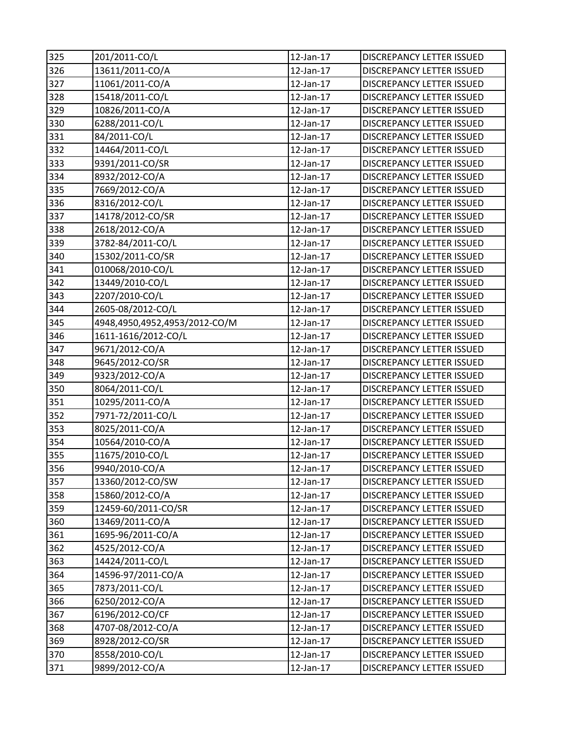| 325 | 201/2011-CO/L | 12-Jan-17 | DISCREPANCY LETTER ISSUED |
|---|---|---|---|
| 326 | 13611/2011-CO/A | 12-Jan-17 | DISCREPANCY LETTER ISSUED |
| 327 | 11061/2011-CO/A | 12-Jan-17 | DISCREPANCY LETTER ISSUED |
| 328 | 15418/2011-CO/L | 12-Jan-17 | DISCREPANCY LETTER ISSUED |
| 329 | 10826/2011-CO/A | 12-Jan-17 | DISCREPANCY LETTER ISSUED |
| 330 | 6288/2011-CO/L | 12-Jan-17 | DISCREPANCY LETTER ISSUED |
| 331 | 84/2011-CO/L | 12-Jan-17 | DISCREPANCY LETTER ISSUED |
| 332 | 14464/2011-CO/L | 12-Jan-17 | DISCREPANCY LETTER ISSUED |
| 333 | 9391/2011-CO/SR | 12-Jan-17 | DISCREPANCY LETTER ISSUED |
| 334 | 8932/2012-CO/A | 12-Jan-17 | DISCREPANCY LETTER ISSUED |
| 335 | 7669/2012-CO/A | 12-Jan-17 | DISCREPANCY LETTER ISSUED |
| 336 | 8316/2012-CO/L | 12-Jan-17 | DISCREPANCY LETTER ISSUED |
| 337 | 14178/2012-CO/SR | 12-Jan-17 | DISCREPANCY LETTER ISSUED |
| 338 | 2618/2012-CO/A | 12-Jan-17 | DISCREPANCY LETTER ISSUED |
| 339 | 3782-84/2011-CO/L | 12-Jan-17 | DISCREPANCY LETTER ISSUED |
| 340 | 15302/2011-CO/SR | 12-Jan-17 | DISCREPANCY LETTER ISSUED |
| 341 | 010068/2010-CO/L | 12-Jan-17 | DISCREPANCY LETTER ISSUED |
| 342 | 13449/2010-CO/L | 12-Jan-17 | DISCREPANCY LETTER ISSUED |
| 343 | 2207/2010-CO/L | 12-Jan-17 | DISCREPANCY LETTER ISSUED |
| 344 | 2605-08/2012-CO/L | 12-Jan-17 | DISCREPANCY LETTER ISSUED |
| 345 | 4948,4950,4952,4953/2012-CO/M | 12-Jan-17 | DISCREPANCY LETTER ISSUED |
| 346 | 1611-1616/2012-CO/L | 12-Jan-17 | DISCREPANCY LETTER ISSUED |
| 347 | 9671/2012-CO/A | 12-Jan-17 | DISCREPANCY LETTER ISSUED |
| 348 | 9645/2012-CO/SR | 12-Jan-17 | DISCREPANCY LETTER ISSUED |
| 349 | 9323/2012-CO/A | 12-Jan-17 | DISCREPANCY LETTER ISSUED |
| 350 | 8064/2011-CO/L | 12-Jan-17 | DISCREPANCY LETTER ISSUED |
| 351 | 10295/2011-CO/A | 12-Jan-17 | DISCREPANCY LETTER ISSUED |
| 352 | 7971-72/2011-CO/L | 12-Jan-17 | DISCREPANCY LETTER ISSUED |
| 353 | 8025/2011-CO/A | 12-Jan-17 | DISCREPANCY LETTER ISSUED |
| 354 | 10564/2010-CO/A | 12-Jan-17 | DISCREPANCY LETTER ISSUED |
| 355 | 11675/2010-CO/L | 12-Jan-17 | DISCREPANCY LETTER ISSUED |
| 356 | 9940/2010-CO/A | 12-Jan-17 | DISCREPANCY LETTER ISSUED |
| 357 | 13360/2012-CO/SW | 12-Jan-17 | DISCREPANCY LETTER ISSUED |
| 358 | 15860/2012-CO/A | 12-Jan-17 | DISCREPANCY LETTER ISSUED |
| 359 | 12459-60/2011-CO/SR | 12-Jan-17 | DISCREPANCY LETTER ISSUED |
| 360 | 13469/2011-CO/A | 12-Jan-17 | DISCREPANCY LETTER ISSUED |
| 361 | 1695-96/2011-CO/A | 12-Jan-17 | DISCREPANCY LETTER ISSUED |
| 362 | 4525/2012-CO/A | 12-Jan-17 | DISCREPANCY LETTER ISSUED |
| 363 | 14424/2011-CO/L | 12-Jan-17 | DISCREPANCY LETTER ISSUED |
| 364 | 14596-97/2011-CO/A | 12-Jan-17 | DISCREPANCY LETTER ISSUED |
| 365 | 7873/2011-CO/L | 12-Jan-17 | DISCREPANCY LETTER ISSUED |
| 366 | 6250/2012-CO/A | 12-Jan-17 | DISCREPANCY LETTER ISSUED |
| 367 | 6196/2012-CO/CF | 12-Jan-17 | DISCREPANCY LETTER ISSUED |
| 368 | 4707-08/2012-CO/A | 12-Jan-17 | DISCREPANCY LETTER ISSUED |
| 369 | 8928/2012-CO/SR | 12-Jan-17 | DISCREPANCY LETTER ISSUED |
| 370 | 8558/2010-CO/L | 12-Jan-17 | DISCREPANCY LETTER ISSUED |
| 371 | 9899/2012-CO/A | 12-Jan-17 | DISCREPANCY LETTER ISSUED |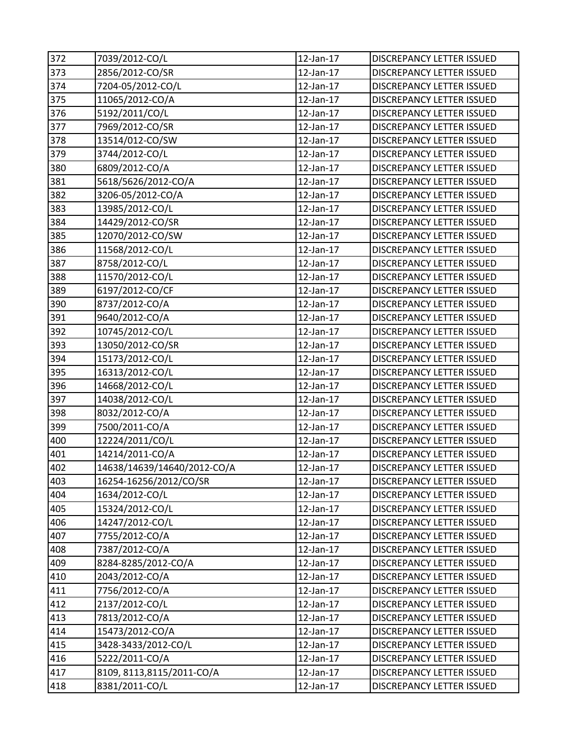| 372 | 7039/2012-CO/L | 12-Jan-17 | DISCREPANCY LETTER ISSUED |
|---|---|---|---|
| 373 | 2856/2012-CO/SR | 12-Jan-17 | DISCREPANCY LETTER ISSUED |
| 374 | 7204-05/2012-CO/L | 12-Jan-17 | DISCREPANCY LETTER ISSUED |
| 375 | 11065/2012-CO/A | 12-Jan-17 | DISCREPANCY LETTER ISSUED |
| 376 | 5192/2011/CO/L | 12-Jan-17 | DISCREPANCY LETTER ISSUED |
| 377 | 7969/2012-CO/SR | 12-Jan-17 | DISCREPANCY LETTER ISSUED |
| 378 | 13514/012-CO/SW | 12-Jan-17 | DISCREPANCY LETTER ISSUED |
| 379 | 3744/2012-CO/L | 12-Jan-17 | DISCREPANCY LETTER ISSUED |
| 380 | 6809/2012-CO/A | 12-Jan-17 | DISCREPANCY LETTER ISSUED |
| 381 | 5618/5626/2012-CO/A | 12-Jan-17 | DISCREPANCY LETTER ISSUED |
| 382 | 3206-05/2012-CO/A | 12-Jan-17 | DISCREPANCY LETTER ISSUED |
| 383 | 13985/2012-CO/L | 12-Jan-17 | DISCREPANCY LETTER ISSUED |
| 384 | 14429/2012-CO/SR | 12-Jan-17 | DISCREPANCY LETTER ISSUED |
| 385 | 12070/2012-CO/SW | 12-Jan-17 | DISCREPANCY LETTER ISSUED |
| 386 | 11568/2012-CO/L | 12-Jan-17 | DISCREPANCY LETTER ISSUED |
| 387 | 8758/2012-CO/L | 12-Jan-17 | DISCREPANCY LETTER ISSUED |
| 388 | 11570/2012-CO/L | 12-Jan-17 | DISCREPANCY LETTER ISSUED |
| 389 | 6197/2012-CO/CF | 12-Jan-17 | DISCREPANCY LETTER ISSUED |
| 390 | 8737/2012-CO/A | 12-Jan-17 | DISCREPANCY LETTER ISSUED |
| 391 | 9640/2012-CO/A | 12-Jan-17 | DISCREPANCY LETTER ISSUED |
| 392 | 10745/2012-CO/L | 12-Jan-17 | DISCREPANCY LETTER ISSUED |
| 393 | 13050/2012-CO/SR | 12-Jan-17 | DISCREPANCY LETTER ISSUED |
| 394 | 15173/2012-CO/L | 12-Jan-17 | DISCREPANCY LETTER ISSUED |
| 395 | 16313/2012-CO/L | 12-Jan-17 | DISCREPANCY LETTER ISSUED |
| 396 | 14668/2012-CO/L | 12-Jan-17 | DISCREPANCY LETTER ISSUED |
| 397 | 14038/2012-CO/L | 12-Jan-17 | DISCREPANCY LETTER ISSUED |
| 398 | 8032/2012-CO/A | 12-Jan-17 | DISCREPANCY LETTER ISSUED |
| 399 | 7500/2011-CO/A | 12-Jan-17 | DISCREPANCY LETTER ISSUED |
| 400 | 12224/2011/CO/L | 12-Jan-17 | DISCREPANCY LETTER ISSUED |
| 401 | 14214/2011-CO/A | 12-Jan-17 | DISCREPANCY LETTER ISSUED |
| 402 | 14638/14639/14640/2012-CO/A | 12-Jan-17 | DISCREPANCY LETTER ISSUED |
| 403 | 16254-16256/2012/CO/SR | 12-Jan-17 | DISCREPANCY LETTER ISSUED |
| 404 | 1634/2012-CO/L | 12-Jan-17 | DISCREPANCY LETTER ISSUED |
| 405 | 15324/2012-CO/L | 12-Jan-17 | DISCREPANCY LETTER ISSUED |
| 406 | 14247/2012-CO/L | 12-Jan-17 | DISCREPANCY LETTER ISSUED |
| 407 | 7755/2012-CO/A | 12-Jan-17 | DISCREPANCY LETTER ISSUED |
| 408 | 7387/2012-CO/A | 12-Jan-17 | DISCREPANCY LETTER ISSUED |
| 409 | 8284-8285/2012-CO/A | 12-Jan-17 | DISCREPANCY LETTER ISSUED |
| 410 | 2043/2012-CO/A | 12-Jan-17 | DISCREPANCY LETTER ISSUED |
| 411 | 7756/2012-CO/A | 12-Jan-17 | DISCREPANCY LETTER ISSUED |
| 412 | 2137/2012-CO/L | 12-Jan-17 | DISCREPANCY LETTER ISSUED |
| 413 | 7813/2012-CO/A | 12-Jan-17 | DISCREPANCY LETTER ISSUED |
| 414 | 15473/2012-CO/A | 12-Jan-17 | DISCREPANCY LETTER ISSUED |
| 415 | 3428-3433/2012-CO/L | 12-Jan-17 | DISCREPANCY LETTER ISSUED |
| 416 | 5222/2011-CO/A | 12-Jan-17 | DISCREPANCY LETTER ISSUED |
| 417 | 8109, 8113,8115/2011-CO/A | 12-Jan-17 | DISCREPANCY LETTER ISSUED |
| 418 | 8381/2011-CO/L | 12-Jan-17 | DISCREPANCY LETTER ISSUED |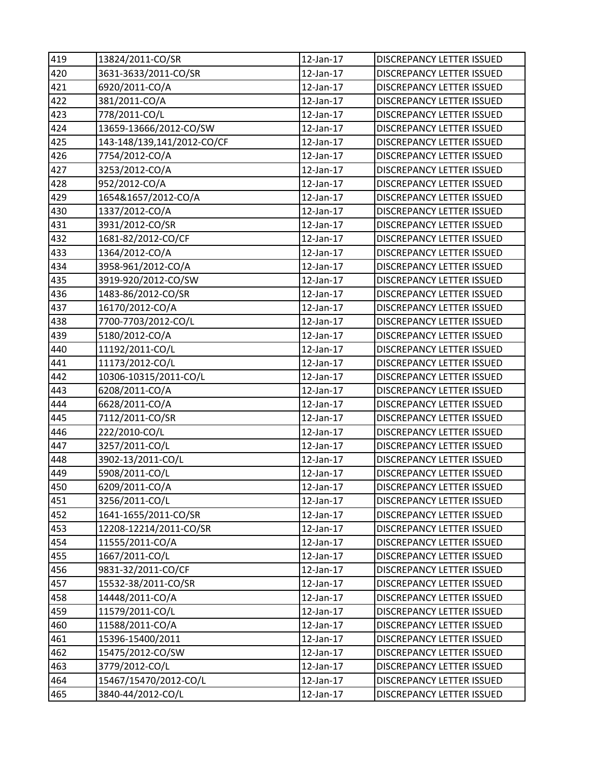| 419 | 13824/2011-CO/SR | 12-Jan-17 | DISCREPANCY LETTER ISSUED |
|---|---|---|---|
| 420 | 3631-3633/2011-CO/SR | 12-Jan-17 | DISCREPANCY LETTER ISSUED |
| 421 | 6920/2011-CO/A | 12-Jan-17 | DISCREPANCY LETTER ISSUED |
| 422 | 381/2011-CO/A | 12-Jan-17 | DISCREPANCY LETTER ISSUED |
| 423 | 778/2011-CO/L | 12-Jan-17 | DISCREPANCY LETTER ISSUED |
| 424 | 13659-13666/2012-CO/SW | 12-Jan-17 | DISCREPANCY LETTER ISSUED |
| 425 | 143-148/139,141/2012-CO/CF | 12-Jan-17 | DISCREPANCY LETTER ISSUED |
| 426 | 7754/2012-CO/A | 12-Jan-17 | DISCREPANCY LETTER ISSUED |
| 427 | 3253/2012-CO/A | 12-Jan-17 | DISCREPANCY LETTER ISSUED |
| 428 | 952/2012-CO/A | 12-Jan-17 | DISCREPANCY LETTER ISSUED |
| 429 | 1654&1657/2012-CO/A | 12-Jan-17 | DISCREPANCY LETTER ISSUED |
| 430 | 1337/2012-CO/A | 12-Jan-17 | DISCREPANCY LETTER ISSUED |
| 431 | 3931/2012-CO/SR | 12-Jan-17 | DISCREPANCY LETTER ISSUED |
| 432 | 1681-82/2012-CO/CF | 12-Jan-17 | DISCREPANCY LETTER ISSUED |
| 433 | 1364/2012-CO/A | 12-Jan-17 | DISCREPANCY LETTER ISSUED |
| 434 | 3958-961/2012-CO/A | 12-Jan-17 | DISCREPANCY LETTER ISSUED |
| 435 | 3919-920/2012-CO/SW | 12-Jan-17 | DISCREPANCY LETTER ISSUED |
| 436 | 1483-86/2012-CO/SR | 12-Jan-17 | DISCREPANCY LETTER ISSUED |
| 437 | 16170/2012-CO/A | 12-Jan-17 | DISCREPANCY LETTER ISSUED |
| 438 | 7700-7703/2012-CO/L | 12-Jan-17 | DISCREPANCY LETTER ISSUED |
| 439 | 5180/2012-CO/A | 12-Jan-17 | DISCREPANCY LETTER ISSUED |
| 440 | 11192/2011-CO/L | 12-Jan-17 | DISCREPANCY LETTER ISSUED |
| 441 | 11173/2012-CO/L | 12-Jan-17 | DISCREPANCY LETTER ISSUED |
| 442 | 10306-10315/2011-CO/L | 12-Jan-17 | DISCREPANCY LETTER ISSUED |
| 443 | 6208/2011-CO/A | 12-Jan-17 | DISCREPANCY LETTER ISSUED |
| 444 | 6628/2011-CO/A | 12-Jan-17 | DISCREPANCY LETTER ISSUED |
| 445 | 7112/2011-CO/SR | 12-Jan-17 | DISCREPANCY LETTER ISSUED |
| 446 | 222/2010-CO/L | 12-Jan-17 | DISCREPANCY LETTER ISSUED |
| 447 | 3257/2011-CO/L | 12-Jan-17 | DISCREPANCY LETTER ISSUED |
| 448 | 3902-13/2011-CO/L | 12-Jan-17 | DISCREPANCY LETTER ISSUED |
| 449 | 5908/2011-CO/L | 12-Jan-17 | DISCREPANCY LETTER ISSUED |
| 450 | 6209/2011-CO/A | 12-Jan-17 | DISCREPANCY LETTER ISSUED |
| 451 | 3256/2011-CO/L | 12-Jan-17 | DISCREPANCY LETTER ISSUED |
| 452 | 1641-1655/2011-CO/SR | 12-Jan-17 | DISCREPANCY LETTER ISSUED |
| 453 | 12208-12214/2011-CO/SR | 12-Jan-17 | DISCREPANCY LETTER ISSUED |
| 454 | 11555/2011-CO/A | 12-Jan-17 | DISCREPANCY LETTER ISSUED |
| 455 | 1667/2011-CO/L | 12-Jan-17 | DISCREPANCY LETTER ISSUED |
| 456 | 9831-32/2011-CO/CF | 12-Jan-17 | DISCREPANCY LETTER ISSUED |
| 457 | 15532-38/2011-CO/SR | 12-Jan-17 | DISCREPANCY LETTER ISSUED |
| 458 | 14448/2011-CO/A | 12-Jan-17 | DISCREPANCY LETTER ISSUED |
| 459 | 11579/2011-CO/L | 12-Jan-17 | DISCREPANCY LETTER ISSUED |
| 460 | 11588/2011-CO/A | 12-Jan-17 | DISCREPANCY LETTER ISSUED |
| 461 | 15396-15400/2011 | 12-Jan-17 | DISCREPANCY LETTER ISSUED |
| 462 | 15475/2012-CO/SW | 12-Jan-17 | DISCREPANCY LETTER ISSUED |
| 463 | 3779/2012-CO/L | 12-Jan-17 | DISCREPANCY LETTER ISSUED |
| 464 | 15467/15470/2012-CO/L | 12-Jan-17 | DISCREPANCY LETTER ISSUED |
| 465 | 3840-44/2012-CO/L | 12-Jan-17 | DISCREPANCY LETTER ISSUED |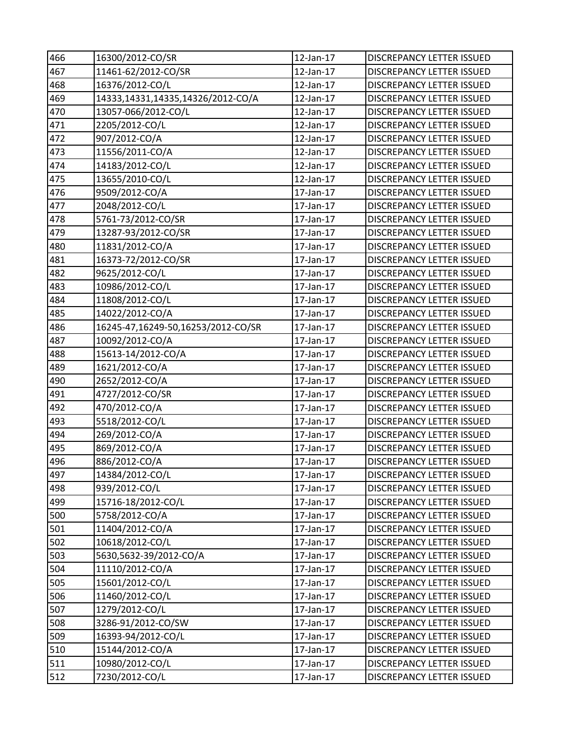| | | | |
|---|---|---|---|
| 466 | 16300/2012-CO/SR | 12-Jan-17 | DISCREPANCY LETTER ISSUED |
| 467 | 11461-62/2012-CO/SR | 12-Jan-17 | DISCREPANCY LETTER ISSUED |
| 468 | 16376/2012-CO/L | 12-Jan-17 | DISCREPANCY LETTER ISSUED |
| 469 | 14333,14331,14335,14326/2012-CO/A | 12-Jan-17 | DISCREPANCY LETTER ISSUED |
| 470 | 13057-066/2012-CO/L | 12-Jan-17 | DISCREPANCY LETTER ISSUED |
| 471 | 2205/2012-CO/L | 12-Jan-17 | DISCREPANCY LETTER ISSUED |
| 472 | 907/2012-CO/A | 12-Jan-17 | DISCREPANCY LETTER ISSUED |
| 473 | 11556/2011-CO/A | 12-Jan-17 | DISCREPANCY LETTER ISSUED |
| 474 | 14183/2012-CO/L | 12-Jan-17 | DISCREPANCY LETTER ISSUED |
| 475 | 13655/2010-CO/L | 12-Jan-17 | DISCREPANCY LETTER ISSUED |
| 476 | 9509/2012-CO/A | 17-Jan-17 | DISCREPANCY LETTER ISSUED |
| 477 | 2048/2012-CO/L | 17-Jan-17 | DISCREPANCY LETTER ISSUED |
| 478 | 5761-73/2012-CO/SR | 17-Jan-17 | DISCREPANCY LETTER ISSUED |
| 479 | 13287-93/2012-CO/SR | 17-Jan-17 | DISCREPANCY LETTER ISSUED |
| 480 | 11831/2012-CO/A | 17-Jan-17 | DISCREPANCY LETTER ISSUED |
| 481 | 16373-72/2012-CO/SR | 17-Jan-17 | DISCREPANCY LETTER ISSUED |
| 482 | 9625/2012-CO/L | 17-Jan-17 | DISCREPANCY LETTER ISSUED |
| 483 | 10986/2012-CO/L | 17-Jan-17 | DISCREPANCY LETTER ISSUED |
| 484 | 11808/2012-CO/L | 17-Jan-17 | DISCREPANCY LETTER ISSUED |
| 485 | 14022/2012-CO/A | 17-Jan-17 | DISCREPANCY LETTER ISSUED |
| 486 | 16245-47,16249-50,16253/2012-CO/SR | 17-Jan-17 | DISCREPANCY LETTER ISSUED |
| 487 | 10092/2012-CO/A | 17-Jan-17 | DISCREPANCY LETTER ISSUED |
| 488 | 15613-14/2012-CO/A | 17-Jan-17 | DISCREPANCY LETTER ISSUED |
| 489 | 1621/2012-CO/A | 17-Jan-17 | DISCREPANCY LETTER ISSUED |
| 490 | 2652/2012-CO/A | 17-Jan-17 | DISCREPANCY LETTER ISSUED |
| 491 | 4727/2012-CO/SR | 17-Jan-17 | DISCREPANCY LETTER ISSUED |
| 492 | 470/2012-CO/A | 17-Jan-17 | DISCREPANCY LETTER ISSUED |
| 493 | 5518/2012-CO/L | 17-Jan-17 | DISCREPANCY LETTER ISSUED |
| 494 | 269/2012-CO/A | 17-Jan-17 | DISCREPANCY LETTER ISSUED |
| 495 | 869/2012-CO/A | 17-Jan-17 | DISCREPANCY LETTER ISSUED |
| 496 | 886/2012-CO/A | 17-Jan-17 | DISCREPANCY LETTER ISSUED |
| 497 | 14384/2012-CO/L | 17-Jan-17 | DISCREPANCY LETTER ISSUED |
| 498 | 939/2012-CO/L | 17-Jan-17 | DISCREPANCY LETTER ISSUED |
| 499 | 15716-18/2012-CO/L | 17-Jan-17 | DISCREPANCY LETTER ISSUED |
| 500 | 5758/2012-CO/A | 17-Jan-17 | DISCREPANCY LETTER ISSUED |
| 501 | 11404/2012-CO/A | 17-Jan-17 | DISCREPANCY LETTER ISSUED |
| 502 | 10618/2012-CO/L | 17-Jan-17 | DISCREPANCY LETTER ISSUED |
| 503 | 5630,5632-39/2012-CO/A | 17-Jan-17 | DISCREPANCY LETTER ISSUED |
| 504 | 11110/2012-CO/A | 17-Jan-17 | DISCREPANCY LETTER ISSUED |
| 505 | 15601/2012-CO/L | 17-Jan-17 | DISCREPANCY LETTER ISSUED |
| 506 | 11460/2012-CO/L | 17-Jan-17 | DISCREPANCY LETTER ISSUED |
| 507 | 1279/2012-CO/L | 17-Jan-17 | DISCREPANCY LETTER ISSUED |
| 508 | 3286-91/2012-CO/SW | 17-Jan-17 | DISCREPANCY LETTER ISSUED |
| 509 | 16393-94/2012-CO/L | 17-Jan-17 | DISCREPANCY LETTER ISSUED |
| 510 | 15144/2012-CO/A | 17-Jan-17 | DISCREPANCY LETTER ISSUED |
| 511 | 10980/2012-CO/L | 17-Jan-17 | DISCREPANCY LETTER ISSUED |
| 512 | 7230/2012-CO/L | 17-Jan-17 | DISCREPANCY LETTER ISSUED |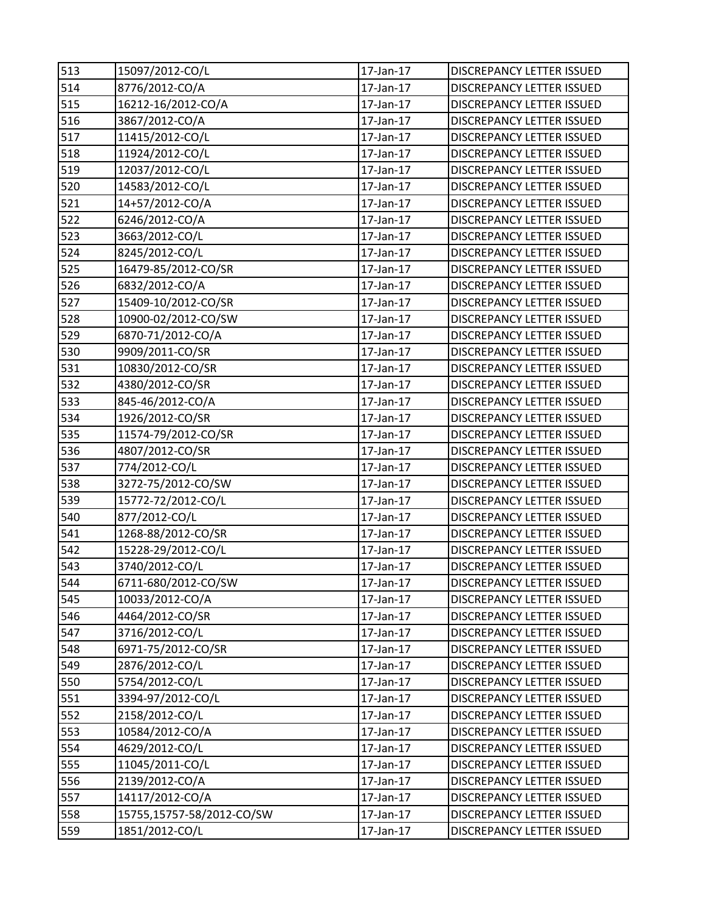| | | | |
|---|---|---|---|
| 513 | 15097/2012-CO/L | 17-Jan-17 | DISCREPANCY LETTER ISSUED |
| 514 | 8776/2012-CO/A | 17-Jan-17 | DISCREPANCY LETTER ISSUED |
| 515 | 16212-16/2012-CO/A | 17-Jan-17 | DISCREPANCY LETTER ISSUED |
| 516 | 3867/2012-CO/A | 17-Jan-17 | DISCREPANCY LETTER ISSUED |
| 517 | 11415/2012-CO/L | 17-Jan-17 | DISCREPANCY LETTER ISSUED |
| 518 | 11924/2012-CO/L | 17-Jan-17 | DISCREPANCY LETTER ISSUED |
| 519 | 12037/2012-CO/L | 17-Jan-17 | DISCREPANCY LETTER ISSUED |
| 520 | 14583/2012-CO/L | 17-Jan-17 | DISCREPANCY LETTER ISSUED |
| 521 | 14+57/2012-CO/A | 17-Jan-17 | DISCREPANCY LETTER ISSUED |
| 522 | 6246/2012-CO/A | 17-Jan-17 | DISCREPANCY LETTER ISSUED |
| 523 | 3663/2012-CO/L | 17-Jan-17 | DISCREPANCY LETTER ISSUED |
| 524 | 8245/2012-CO/L | 17-Jan-17 | DISCREPANCY LETTER ISSUED |
| 525 | 16479-85/2012-CO/SR | 17-Jan-17 | DISCREPANCY LETTER ISSUED |
| 526 | 6832/2012-CO/A | 17-Jan-17 | DISCREPANCY LETTER ISSUED |
| 527 | 15409-10/2012-CO/SR | 17-Jan-17 | DISCREPANCY LETTER ISSUED |
| 528 | 10900-02/2012-CO/SW | 17-Jan-17 | DISCREPANCY LETTER ISSUED |
| 529 | 6870-71/2012-CO/A | 17-Jan-17 | DISCREPANCY LETTER ISSUED |
| 530 | 9909/2011-CO/SR | 17-Jan-17 | DISCREPANCY LETTER ISSUED |
| 531 | 10830/2012-CO/SR | 17-Jan-17 | DISCREPANCY LETTER ISSUED |
| 532 | 4380/2012-CO/SR | 17-Jan-17 | DISCREPANCY LETTER ISSUED |
| 533 | 845-46/2012-CO/A | 17-Jan-17 | DISCREPANCY LETTER ISSUED |
| 534 | 1926/2012-CO/SR | 17-Jan-17 | DISCREPANCY LETTER ISSUED |
| 535 | 11574-79/2012-CO/SR | 17-Jan-17 | DISCREPANCY LETTER ISSUED |
| 536 | 4807/2012-CO/SR | 17-Jan-17 | DISCREPANCY LETTER ISSUED |
| 537 | 774/2012-CO/L | 17-Jan-17 | DISCREPANCY LETTER ISSUED |
| 538 | 3272-75/2012-CO/SW | 17-Jan-17 | DISCREPANCY LETTER ISSUED |
| 539 | 15772-72/2012-CO/L | 17-Jan-17 | DISCREPANCY LETTER ISSUED |
| 540 | 877/2012-CO/L | 17-Jan-17 | DISCREPANCY LETTER ISSUED |
| 541 | 1268-88/2012-CO/SR | 17-Jan-17 | DISCREPANCY LETTER ISSUED |
| 542 | 15228-29/2012-CO/L | 17-Jan-17 | DISCREPANCY LETTER ISSUED |
| 543 | 3740/2012-CO/L | 17-Jan-17 | DISCREPANCY LETTER ISSUED |
| 544 | 6711-680/2012-CO/SW | 17-Jan-17 | DISCREPANCY LETTER ISSUED |
| 545 | 10033/2012-CO/A | 17-Jan-17 | DISCREPANCY LETTER ISSUED |
| 546 | 4464/2012-CO/SR | 17-Jan-17 | DISCREPANCY LETTER ISSUED |
| 547 | 3716/2012-CO/L | 17-Jan-17 | DISCREPANCY LETTER ISSUED |
| 548 | 6971-75/2012-CO/SR | 17-Jan-17 | DISCREPANCY LETTER ISSUED |
| 549 | 2876/2012-CO/L | 17-Jan-17 | DISCREPANCY LETTER ISSUED |
| 550 | 5754/2012-CO/L | 17-Jan-17 | DISCREPANCY LETTER ISSUED |
| 551 | 3394-97/2012-CO/L | 17-Jan-17 | DISCREPANCY LETTER ISSUED |
| 552 | 2158/2012-CO/L | 17-Jan-17 | DISCREPANCY LETTER ISSUED |
| 553 | 10584/2012-CO/A | 17-Jan-17 | DISCREPANCY LETTER ISSUED |
| 554 | 4629/2012-CO/L | 17-Jan-17 | DISCREPANCY LETTER ISSUED |
| 555 | 11045/2011-CO/L | 17-Jan-17 | DISCREPANCY LETTER ISSUED |
| 556 | 2139/2012-CO/A | 17-Jan-17 | DISCREPANCY LETTER ISSUED |
| 557 | 14117/2012-CO/A | 17-Jan-17 | DISCREPANCY LETTER ISSUED |
| 558 | 15755,15757-58/2012-CO/SW | 17-Jan-17 | DISCREPANCY LETTER ISSUED |
| 559 | 1851/2012-CO/L | 17-Jan-17 | DISCREPANCY LETTER ISSUED |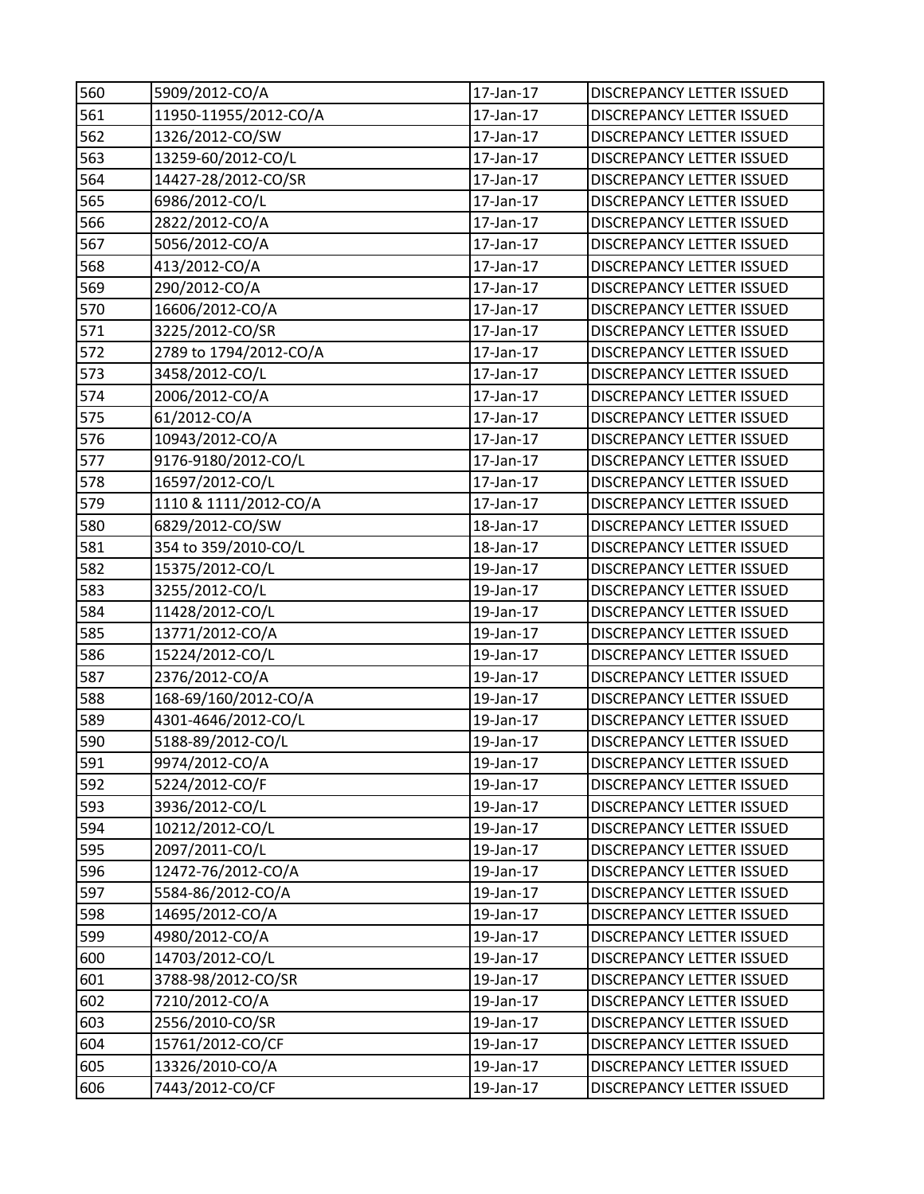| 560 | 5909/2012-CO/A | 17-Jan-17 | DISCREPANCY LETTER ISSUED |
|---|---|---|---|
| 561 | 11950-11955/2012-CO/A | 17-Jan-17 | DISCREPANCY LETTER ISSUED |
| 562 | 1326/2012-CO/SW | 17-Jan-17 | DISCREPANCY LETTER ISSUED |
| 563 | 13259-60/2012-CO/L | 17-Jan-17 | DISCREPANCY LETTER ISSUED |
| 564 | 14427-28/2012-CO/SR | 17-Jan-17 | DISCREPANCY LETTER ISSUED |
| 565 | 6986/2012-CO/L | 17-Jan-17 | DISCREPANCY LETTER ISSUED |
| 566 | 2822/2012-CO/A | 17-Jan-17 | DISCREPANCY LETTER ISSUED |
| 567 | 5056/2012-CO/A | 17-Jan-17 | DISCREPANCY LETTER ISSUED |
| 568 | 413/2012-CO/A | 17-Jan-17 | DISCREPANCY LETTER ISSUED |
| 569 | 290/2012-CO/A | 17-Jan-17 | DISCREPANCY LETTER ISSUED |
| 570 | 16606/2012-CO/A | 17-Jan-17 | DISCREPANCY LETTER ISSUED |
| 571 | 3225/2012-CO/SR | 17-Jan-17 | DISCREPANCY LETTER ISSUED |
| 572 | 2789 to 1794/2012-CO/A | 17-Jan-17 | DISCREPANCY LETTER ISSUED |
| 573 | 3458/2012-CO/L | 17-Jan-17 | DISCREPANCY LETTER ISSUED |
| 574 | 2006/2012-CO/A | 17-Jan-17 | DISCREPANCY LETTER ISSUED |
| 575 | 61/2012-CO/A | 17-Jan-17 | DISCREPANCY LETTER ISSUED |
| 576 | 10943/2012-CO/A | 17-Jan-17 | DISCREPANCY LETTER ISSUED |
| 577 | 9176-9180/2012-CO/L | 17-Jan-17 | DISCREPANCY LETTER ISSUED |
| 578 | 16597/2012-CO/L | 17-Jan-17 | DISCREPANCY LETTER ISSUED |
| 579 | 1110 & 1111/2012-CO/A | 17-Jan-17 | DISCREPANCY LETTER ISSUED |
| 580 | 6829/2012-CO/SW | 18-Jan-17 | DISCREPANCY LETTER ISSUED |
| 581 | 354 to 359/2010-CO/L | 18-Jan-17 | DISCREPANCY LETTER ISSUED |
| 582 | 15375/2012-CO/L | 19-Jan-17 | DISCREPANCY LETTER ISSUED |
| 583 | 3255/2012-CO/L | 19-Jan-17 | DISCREPANCY LETTER ISSUED |
| 584 | 11428/2012-CO/L | 19-Jan-17 | DISCREPANCY LETTER ISSUED |
| 585 | 13771/2012-CO/A | 19-Jan-17 | DISCREPANCY LETTER ISSUED |
| 586 | 15224/2012-CO/L | 19-Jan-17 | DISCREPANCY LETTER ISSUED |
| 587 | 2376/2012-CO/A | 19-Jan-17 | DISCREPANCY LETTER ISSUED |
| 588 | 168-69/160/2012-CO/A | 19-Jan-17 | DISCREPANCY LETTER ISSUED |
| 589 | 4301-4646/2012-CO/L | 19-Jan-17 | DISCREPANCY LETTER ISSUED |
| 590 | 5188-89/2012-CO/L | 19-Jan-17 | DISCREPANCY LETTER ISSUED |
| 591 | 9974/2012-CO/A | 19-Jan-17 | DISCREPANCY LETTER ISSUED |
| 592 | 5224/2012-CO/F | 19-Jan-17 | DISCREPANCY LETTER ISSUED |
| 593 | 3936/2012-CO/L | 19-Jan-17 | DISCREPANCY LETTER ISSUED |
| 594 | 10212/2012-CO/L | 19-Jan-17 | DISCREPANCY LETTER ISSUED |
| 595 | 2097/2011-CO/L | 19-Jan-17 | DISCREPANCY LETTER ISSUED |
| 596 | 12472-76/2012-CO/A | 19-Jan-17 | DISCREPANCY LETTER ISSUED |
| 597 | 5584-86/2012-CO/A | 19-Jan-17 | DISCREPANCY LETTER ISSUED |
| 598 | 14695/2012-CO/A | 19-Jan-17 | DISCREPANCY LETTER ISSUED |
| 599 | 4980/2012-CO/A | 19-Jan-17 | DISCREPANCY LETTER ISSUED |
| 600 | 14703/2012-CO/L | 19-Jan-17 | DISCREPANCY LETTER ISSUED |
| 601 | 3788-98/2012-CO/SR | 19-Jan-17 | DISCREPANCY LETTER ISSUED |
| 602 | 7210/2012-CO/A | 19-Jan-17 | DISCREPANCY LETTER ISSUED |
| 603 | 2556/2010-CO/SR | 19-Jan-17 | DISCREPANCY LETTER ISSUED |
| 604 | 15761/2012-CO/CF | 19-Jan-17 | DISCREPANCY LETTER ISSUED |
| 605 | 13326/2010-CO/A | 19-Jan-17 | DISCREPANCY LETTER ISSUED |
| 606 | 7443/2012-CO/CF | 19-Jan-17 | DISCREPANCY LETTER ISSUED |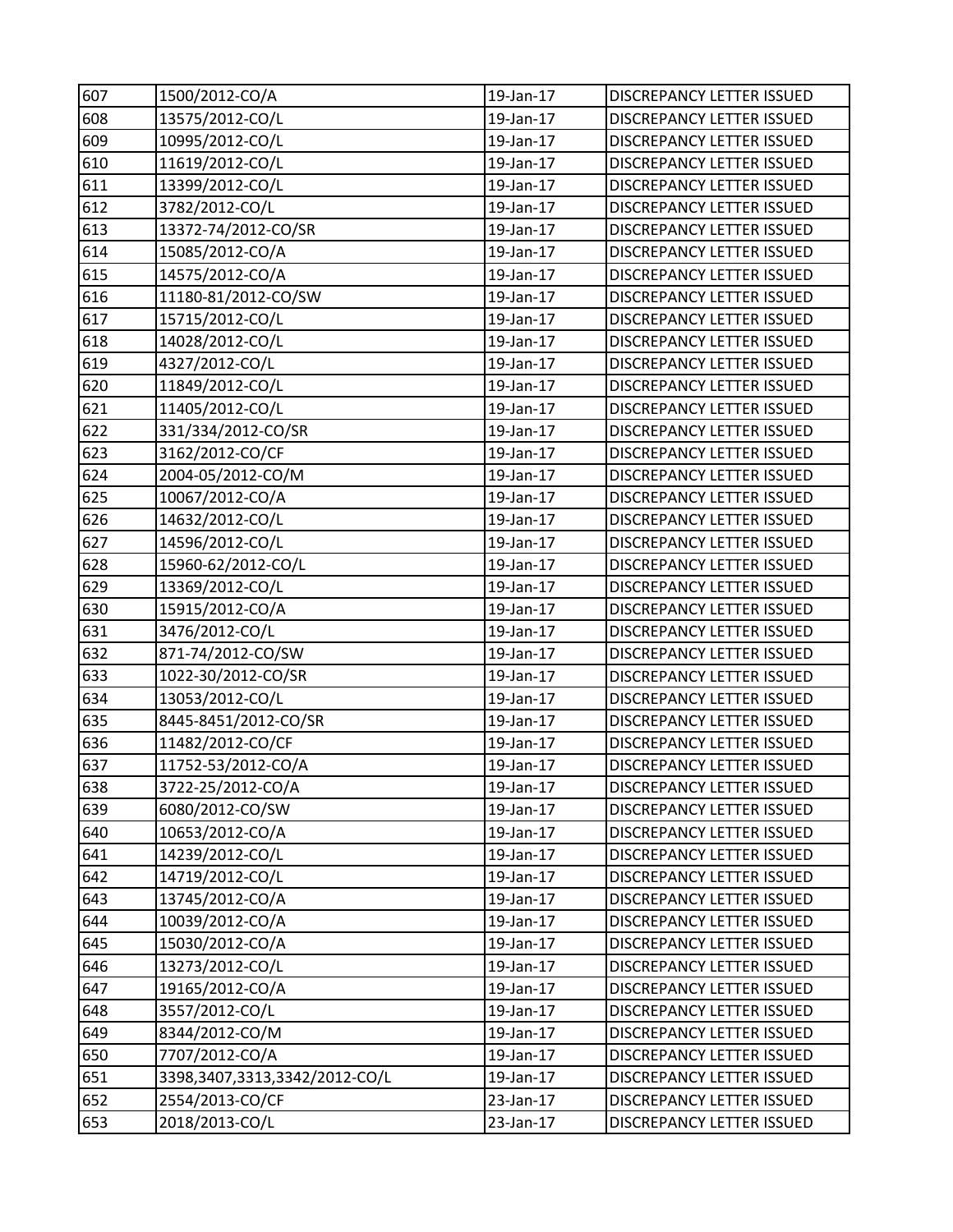| 607 | 1500/2012-CO/A | 19-Jan-17 | DISCREPANCY LETTER ISSUED |
|---|---|---|---|
| 608 | 13575/2012-CO/L | 19-Jan-17 | DISCREPANCY LETTER ISSUED |
| 609 | 10995/2012-CO/L | 19-Jan-17 | DISCREPANCY LETTER ISSUED |
| 610 | 11619/2012-CO/L | 19-Jan-17 | DISCREPANCY LETTER ISSUED |
| 611 | 13399/2012-CO/L | 19-Jan-17 | DISCREPANCY LETTER ISSUED |
| 612 | 3782/2012-CO/L | 19-Jan-17 | DISCREPANCY LETTER ISSUED |
| 613 | 13372-74/2012-CO/SR | 19-Jan-17 | DISCREPANCY LETTER ISSUED |
| 614 | 15085/2012-CO/A | 19-Jan-17 | DISCREPANCY LETTER ISSUED |
| 615 | 14575/2012-CO/A | 19-Jan-17 | DISCREPANCY LETTER ISSUED |
| 616 | 11180-81/2012-CO/SW | 19-Jan-17 | DISCREPANCY LETTER ISSUED |
| 617 | 15715/2012-CO/L | 19-Jan-17 | DISCREPANCY LETTER ISSUED |
| 618 | 14028/2012-CO/L | 19-Jan-17 | DISCREPANCY LETTER ISSUED |
| 619 | 4327/2012-CO/L | 19-Jan-17 | DISCREPANCY LETTER ISSUED |
| 620 | 11849/2012-CO/L | 19-Jan-17 | DISCREPANCY LETTER ISSUED |
| 621 | 11405/2012-CO/L | 19-Jan-17 | DISCREPANCY LETTER ISSUED |
| 622 | 331/334/2012-CO/SR | 19-Jan-17 | DISCREPANCY LETTER ISSUED |
| 623 | 3162/2012-CO/CF | 19-Jan-17 | DISCREPANCY LETTER ISSUED |
| 624 | 2004-05/2012-CO/M | 19-Jan-17 | DISCREPANCY LETTER ISSUED |
| 625 | 10067/2012-CO/A | 19-Jan-17 | DISCREPANCY LETTER ISSUED |
| 626 | 14632/2012-CO/L | 19-Jan-17 | DISCREPANCY LETTER ISSUED |
| 627 | 14596/2012-CO/L | 19-Jan-17 | DISCREPANCY LETTER ISSUED |
| 628 | 15960-62/2012-CO/L | 19-Jan-17 | DISCREPANCY LETTER ISSUED |
| 629 | 13369/2012-CO/L | 19-Jan-17 | DISCREPANCY LETTER ISSUED |
| 630 | 15915/2012-CO/A | 19-Jan-17 | DISCREPANCY LETTER ISSUED |
| 631 | 3476/2012-CO/L | 19-Jan-17 | DISCREPANCY LETTER ISSUED |
| 632 | 871-74/2012-CO/SW | 19-Jan-17 | DISCREPANCY LETTER ISSUED |
| 633 | 1022-30/2012-CO/SR | 19-Jan-17 | DISCREPANCY LETTER ISSUED |
| 634 | 13053/2012-CO/L | 19-Jan-17 | DISCREPANCY LETTER ISSUED |
| 635 | 8445-8451/2012-CO/SR | 19-Jan-17 | DISCREPANCY LETTER ISSUED |
| 636 | 11482/2012-CO/CF | 19-Jan-17 | DISCREPANCY LETTER ISSUED |
| 637 | 11752-53/2012-CO/A | 19-Jan-17 | DISCREPANCY LETTER ISSUED |
| 638 | 3722-25/2012-CO/A | 19-Jan-17 | DISCREPANCY LETTER ISSUED |
| 639 | 6080/2012-CO/SW | 19-Jan-17 | DISCREPANCY LETTER ISSUED |
| 640 | 10653/2012-CO/A | 19-Jan-17 | DISCREPANCY LETTER ISSUED |
| 641 | 14239/2012-CO/L | 19-Jan-17 | DISCREPANCY LETTER ISSUED |
| 642 | 14719/2012-CO/L | 19-Jan-17 | DISCREPANCY LETTER ISSUED |
| 643 | 13745/2012-CO/A | 19-Jan-17 | DISCREPANCY LETTER ISSUED |
| 644 | 10039/2012-CO/A | 19-Jan-17 | DISCREPANCY LETTER ISSUED |
| 645 | 15030/2012-CO/A | 19-Jan-17 | DISCREPANCY LETTER ISSUED |
| 646 | 13273/2012-CO/L | 19-Jan-17 | DISCREPANCY LETTER ISSUED |
| 647 | 19165/2012-CO/A | 19-Jan-17 | DISCREPANCY LETTER ISSUED |
| 648 | 3557/2012-CO/L | 19-Jan-17 | DISCREPANCY LETTER ISSUED |
| 649 | 8344/2012-CO/M | 19-Jan-17 | DISCREPANCY LETTER ISSUED |
| 650 | 7707/2012-CO/A | 19-Jan-17 | DISCREPANCY LETTER ISSUED |
| 651 | 3398,3407,3313,3342/2012-CO/L | 19-Jan-17 | DISCREPANCY LETTER ISSUED |
| 652 | 2554/2013-CO/CF | 23-Jan-17 | DISCREPANCY LETTER ISSUED |
| 653 | 2018/2013-CO/L | 23-Jan-17 | DISCREPANCY LETTER ISSUED |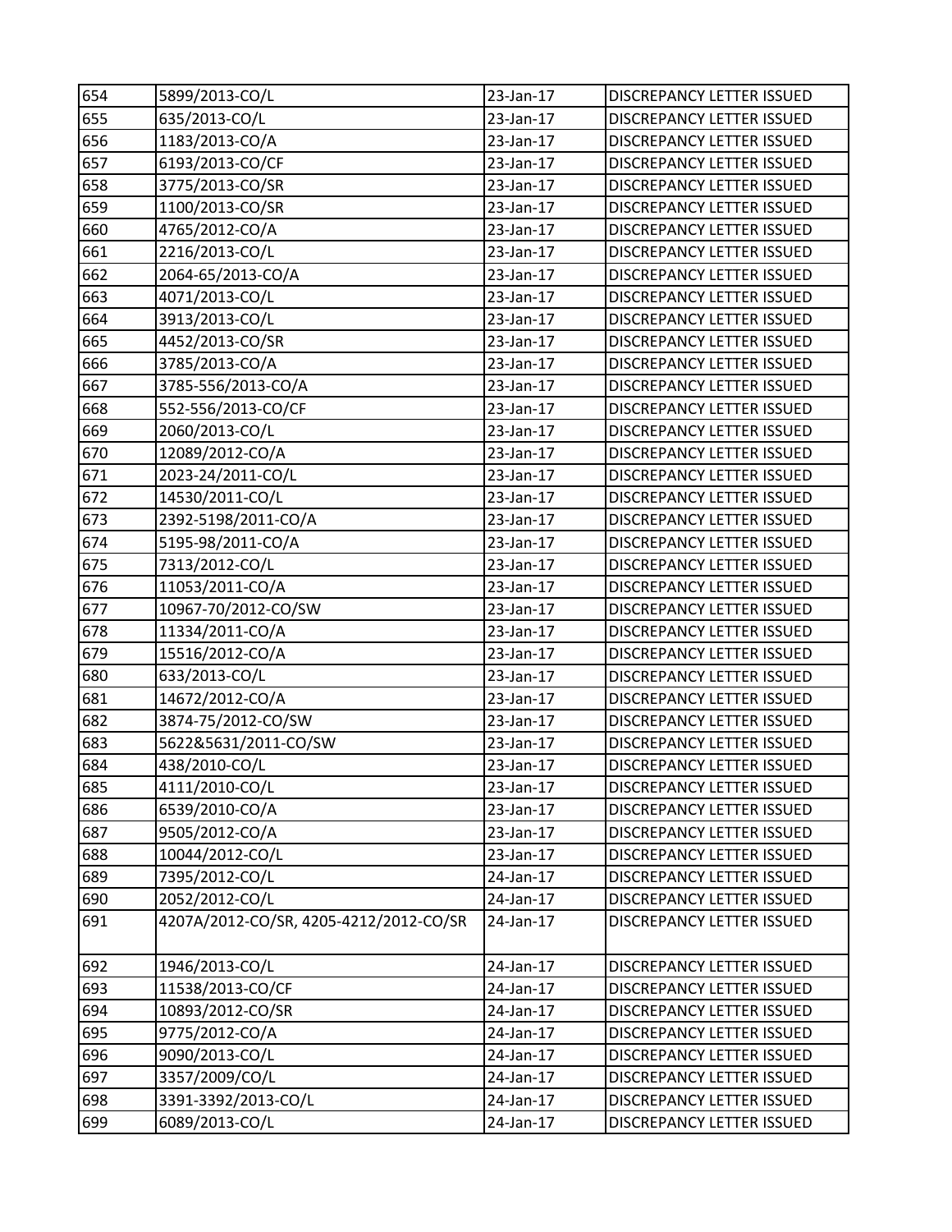| | | | |
|---|---|---|---|
| 654 | 5899/2013-CO/L | 23-Jan-17 | DISCREPANCY LETTER ISSUED |
| 655 | 635/2013-CO/L | 23-Jan-17 | DISCREPANCY LETTER ISSUED |
| 656 | 1183/2013-CO/A | 23-Jan-17 | DISCREPANCY LETTER ISSUED |
| 657 | 6193/2013-CO/CF | 23-Jan-17 | DISCREPANCY LETTER ISSUED |
| 658 | 3775/2013-CO/SR | 23-Jan-17 | DISCREPANCY LETTER ISSUED |
| 659 | 1100/2013-CO/SR | 23-Jan-17 | DISCREPANCY LETTER ISSUED |
| 660 | 4765/2012-CO/A | 23-Jan-17 | DISCREPANCY LETTER ISSUED |
| 661 | 2216/2013-CO/L | 23-Jan-17 | DISCREPANCY LETTER ISSUED |
| 662 | 2064-65/2013-CO/A | 23-Jan-17 | DISCREPANCY LETTER ISSUED |
| 663 | 4071/2013-CO/L | 23-Jan-17 | DISCREPANCY LETTER ISSUED |
| 664 | 3913/2013-CO/L | 23-Jan-17 | DISCREPANCY LETTER ISSUED |
| 665 | 4452/2013-CO/SR | 23-Jan-17 | DISCREPANCY LETTER ISSUED |
| 666 | 3785/2013-CO/A | 23-Jan-17 | DISCREPANCY LETTER ISSUED |
| 667 | 3785-556/2013-CO/A | 23-Jan-17 | DISCREPANCY LETTER ISSUED |
| 668 | 552-556/2013-CO/CF | 23-Jan-17 | DISCREPANCY LETTER ISSUED |
| 669 | 2060/2013-CO/L | 23-Jan-17 | DISCREPANCY LETTER ISSUED |
| 670 | 12089/2012-CO/A | 23-Jan-17 | DISCREPANCY LETTER ISSUED |
| 671 | 2023-24/2011-CO/L | 23-Jan-17 | DISCREPANCY LETTER ISSUED |
| 672 | 14530/2011-CO/L | 23-Jan-17 | DISCREPANCY LETTER ISSUED |
| 673 | 2392-5198/2011-CO/A | 23-Jan-17 | DISCREPANCY LETTER ISSUED |
| 674 | 5195-98/2011-CO/A | 23-Jan-17 | DISCREPANCY LETTER ISSUED |
| 675 | 7313/2012-CO/L | 23-Jan-17 | DISCREPANCY LETTER ISSUED |
| 676 | 11053/2011-CO/A | 23-Jan-17 | DISCREPANCY LETTER ISSUED |
| 677 | 10967-70/2012-CO/SW | 23-Jan-17 | DISCREPANCY LETTER ISSUED |
| 678 | 11334/2011-CO/A | 23-Jan-17 | DISCREPANCY LETTER ISSUED |
| 679 | 15516/2012-CO/A | 23-Jan-17 | DISCREPANCY LETTER ISSUED |
| 680 | 633/2013-CO/L | 23-Jan-17 | DISCREPANCY LETTER ISSUED |
| 681 | 14672/2012-CO/A | 23-Jan-17 | DISCREPANCY LETTER ISSUED |
| 682 | 3874-75/2012-CO/SW | 23-Jan-17 | DISCREPANCY LETTER ISSUED |
| 683 | 5622&5631/2011-CO/SW | 23-Jan-17 | DISCREPANCY LETTER ISSUED |
| 684 | 438/2010-CO/L | 23-Jan-17 | DISCREPANCY LETTER ISSUED |
| 685 | 4111/2010-CO/L | 23-Jan-17 | DISCREPANCY LETTER ISSUED |
| 686 | 6539/2010-CO/A | 23-Jan-17 | DISCREPANCY LETTER ISSUED |
| 687 | 9505/2012-CO/A | 23-Jan-17 | DISCREPANCY LETTER ISSUED |
| 688 | 10044/2012-CO/L | 23-Jan-17 | DISCREPANCY LETTER ISSUED |
| 689 | 7395/2012-CO/L | 24-Jan-17 | DISCREPANCY LETTER ISSUED |
| 690 | 2052/2012-CO/L | 24-Jan-17 | DISCREPANCY LETTER ISSUED |
| 691 | 4207A/2012-CO/SR, 4205-4212/2012-CO/SR | 24-Jan-17 | DISCREPANCY LETTER ISSUED |
| 692 | 1946/2013-CO/L | 24-Jan-17 | DISCREPANCY LETTER ISSUED |
| 693 | 11538/2013-CO/CF | 24-Jan-17 | DISCREPANCY LETTER ISSUED |
| 694 | 10893/2012-CO/SR | 24-Jan-17 | DISCREPANCY LETTER ISSUED |
| 695 | 9775/2012-CO/A | 24-Jan-17 | DISCREPANCY LETTER ISSUED |
| 696 | 9090/2013-CO/L | 24-Jan-17 | DISCREPANCY LETTER ISSUED |
| 697 | 3357/2009/CO/L | 24-Jan-17 | DISCREPANCY LETTER ISSUED |
| 698 | 3391-3392/2013-CO/L | 24-Jan-17 | DISCREPANCY LETTER ISSUED |
| 699 | 6089/2013-CO/L | 24-Jan-17 | DISCREPANCY LETTER ISSUED |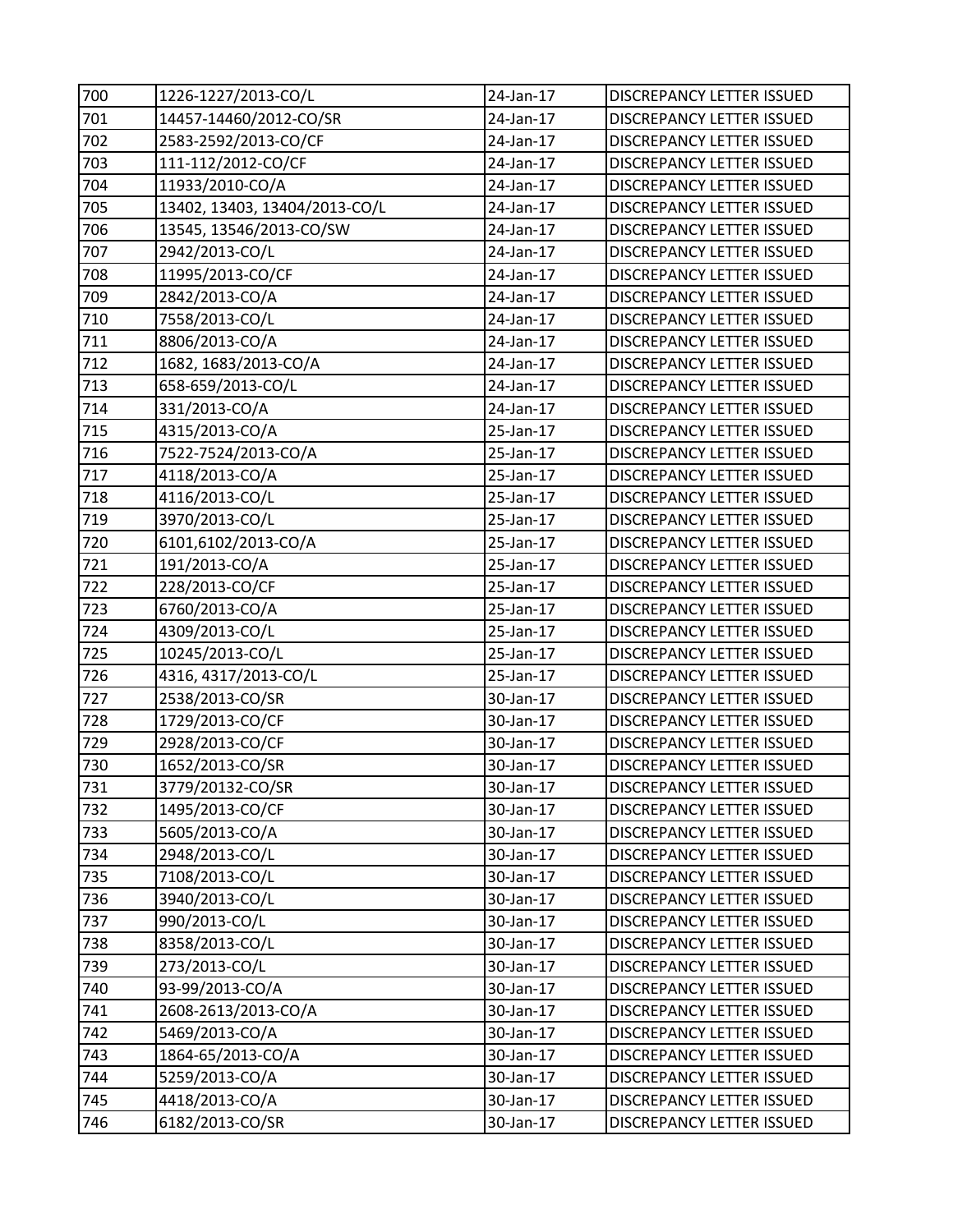| 700 | 1226-1227/2013-CO/L | 24-Jan-17 | DISCREPANCY LETTER ISSUED |
|---|---|---|---|
| 701 | 14457-14460/2012-CO/SR | 24-Jan-17 | DISCREPANCY LETTER ISSUED |
| 702 | 2583-2592/2013-CO/CF | 24-Jan-17 | DISCREPANCY LETTER ISSUED |
| 703 | 111-112/2012-CO/CF | 24-Jan-17 | DISCREPANCY LETTER ISSUED |
| 704 | 11933/2010-CO/A | 24-Jan-17 | DISCREPANCY LETTER ISSUED |
| 705 | 13402, 13403, 13404/2013-CO/L | 24-Jan-17 | DISCREPANCY LETTER ISSUED |
| 706 | 13545, 13546/2013-CO/SW | 24-Jan-17 | DISCREPANCY LETTER ISSUED |
| 707 | 2942/2013-CO/L | 24-Jan-17 | DISCREPANCY LETTER ISSUED |
| 708 | 11995/2013-CO/CF | 24-Jan-17 | DISCREPANCY LETTER ISSUED |
| 709 | 2842/2013-CO/A | 24-Jan-17 | DISCREPANCY LETTER ISSUED |
| 710 | 7558/2013-CO/L | 24-Jan-17 | DISCREPANCY LETTER ISSUED |
| 711 | 8806/2013-CO/A | 24-Jan-17 | DISCREPANCY LETTER ISSUED |
| 712 | 1682, 1683/2013-CO/A | 24-Jan-17 | DISCREPANCY LETTER ISSUED |
| 713 | 658-659/2013-CO/L | 24-Jan-17 | DISCREPANCY LETTER ISSUED |
| 714 | 331/2013-CO/A | 24-Jan-17 | DISCREPANCY LETTER ISSUED |
| 715 | 4315/2013-CO/A | 25-Jan-17 | DISCREPANCY LETTER ISSUED |
| 716 | 7522-7524/2013-CO/A | 25-Jan-17 | DISCREPANCY LETTER ISSUED |
| 717 | 4118/2013-CO/A | 25-Jan-17 | DISCREPANCY LETTER ISSUED |
| 718 | 4116/2013-CO/L | 25-Jan-17 | DISCREPANCY LETTER ISSUED |
| 719 | 3970/2013-CO/L | 25-Jan-17 | DISCREPANCY LETTER ISSUED |
| 720 | 6101,6102/2013-CO/A | 25-Jan-17 | DISCREPANCY LETTER ISSUED |
| 721 | 191/2013-CO/A | 25-Jan-17 | DISCREPANCY LETTER ISSUED |
| 722 | 228/2013-CO/CF | 25-Jan-17 | DISCREPANCY LETTER ISSUED |
| 723 | 6760/2013-CO/A | 25-Jan-17 | DISCREPANCY LETTER ISSUED |
| 724 | 4309/2013-CO/L | 25-Jan-17 | DISCREPANCY LETTER ISSUED |
| 725 | 10245/2013-CO/L | 25-Jan-17 | DISCREPANCY LETTER ISSUED |
| 726 | 4316, 4317/2013-CO/L | 25-Jan-17 | DISCREPANCY LETTER ISSUED |
| 727 | 2538/2013-CO/SR | 30-Jan-17 | DISCREPANCY LETTER ISSUED |
| 728 | 1729/2013-CO/CF | 30-Jan-17 | DISCREPANCY LETTER ISSUED |
| 729 | 2928/2013-CO/CF | 30-Jan-17 | DISCREPANCY LETTER ISSUED |
| 730 | 1652/2013-CO/SR | 30-Jan-17 | DISCREPANCY LETTER ISSUED |
| 731 | 3779/20132-CO/SR | 30-Jan-17 | DISCREPANCY LETTER ISSUED |
| 732 | 1495/2013-CO/CF | 30-Jan-17 | DISCREPANCY LETTER ISSUED |
| 733 | 5605/2013-CO/A | 30-Jan-17 | DISCREPANCY LETTER ISSUED |
| 734 | 2948/2013-CO/L | 30-Jan-17 | DISCREPANCY LETTER ISSUED |
| 735 | 7108/2013-CO/L | 30-Jan-17 | DISCREPANCY LETTER ISSUED |
| 736 | 3940/2013-CO/L | 30-Jan-17 | DISCREPANCY LETTER ISSUED |
| 737 | 990/2013-CO/L | 30-Jan-17 | DISCREPANCY LETTER ISSUED |
| 738 | 8358/2013-CO/L | 30-Jan-17 | DISCREPANCY LETTER ISSUED |
| 739 | 273/2013-CO/L | 30-Jan-17 | DISCREPANCY LETTER ISSUED |
| 740 | 93-99/2013-CO/A | 30-Jan-17 | DISCREPANCY LETTER ISSUED |
| 741 | 2608-2613/2013-CO/A | 30-Jan-17 | DISCREPANCY LETTER ISSUED |
| 742 | 5469/2013-CO/A | 30-Jan-17 | DISCREPANCY LETTER ISSUED |
| 743 | 1864-65/2013-CO/A | 30-Jan-17 | DISCREPANCY LETTER ISSUED |
| 744 | 5259/2013-CO/A | 30-Jan-17 | DISCREPANCY LETTER ISSUED |
| 745 | 4418/2013-CO/A | 30-Jan-17 | DISCREPANCY LETTER ISSUED |
| 746 | 6182/2013-CO/SR | 30-Jan-17 | DISCREPANCY LETTER ISSUED |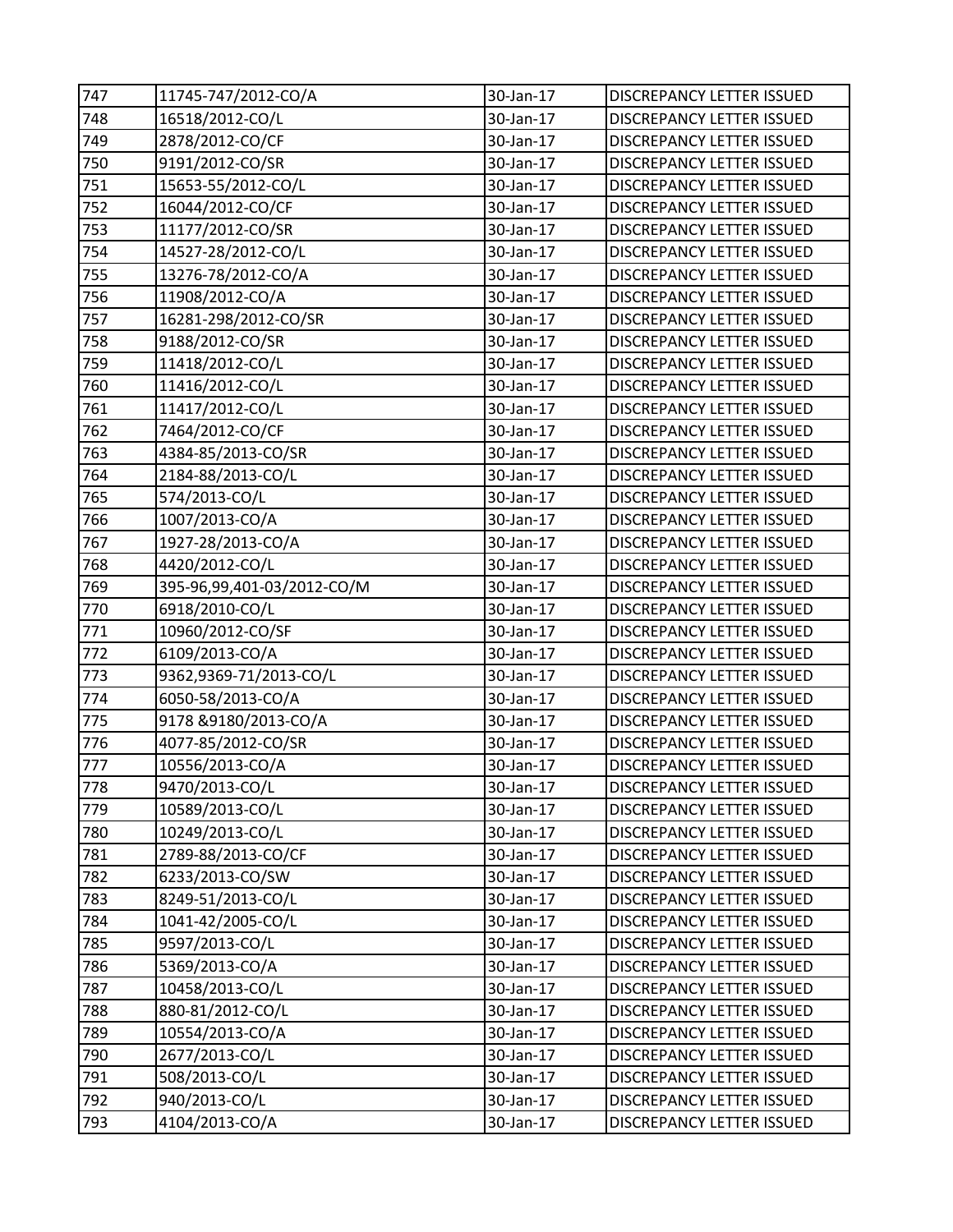| 747 | 11745-747/2012-CO/A | 30-Jan-17 | DISCREPANCY LETTER ISSUED |
|---|---|---|---|
| 748 | 16518/2012-CO/L | 30-Jan-17 | DISCREPANCY LETTER ISSUED |
| 749 | 2878/2012-CO/CF | 30-Jan-17 | DISCREPANCY LETTER ISSUED |
| 750 | 9191/2012-CO/SR | 30-Jan-17 | DISCREPANCY LETTER ISSUED |
| 751 | 15653-55/2012-CO/L | 30-Jan-17 | DISCREPANCY LETTER ISSUED |
| 752 | 16044/2012-CO/CF | 30-Jan-17 | DISCREPANCY LETTER ISSUED |
| 753 | 11177/2012-CO/SR | 30-Jan-17 | DISCREPANCY LETTER ISSUED |
| 754 | 14527-28/2012-CO/L | 30-Jan-17 | DISCREPANCY LETTER ISSUED |
| 755 | 13276-78/2012-CO/A | 30-Jan-17 | DISCREPANCY LETTER ISSUED |
| 756 | 11908/2012-CO/A | 30-Jan-17 | DISCREPANCY LETTER ISSUED |
| 757 | 16281-298/2012-CO/SR | 30-Jan-17 | DISCREPANCY LETTER ISSUED |
| 758 | 9188/2012-CO/SR | 30-Jan-17 | DISCREPANCY LETTER ISSUED |
| 759 | 11418/2012-CO/L | 30-Jan-17 | DISCREPANCY LETTER ISSUED |
| 760 | 11416/2012-CO/L | 30-Jan-17 | DISCREPANCY LETTER ISSUED |
| 761 | 11417/2012-CO/L | 30-Jan-17 | DISCREPANCY LETTER ISSUED |
| 762 | 7464/2012-CO/CF | 30-Jan-17 | DISCREPANCY LETTER ISSUED |
| 763 | 4384-85/2013-CO/SR | 30-Jan-17 | DISCREPANCY LETTER ISSUED |
| 764 | 2184-88/2013-CO/L | 30-Jan-17 | DISCREPANCY LETTER ISSUED |
| 765 | 574/2013-CO/L | 30-Jan-17 | DISCREPANCY LETTER ISSUED |
| 766 | 1007/2013-CO/A | 30-Jan-17 | DISCREPANCY LETTER ISSUED |
| 767 | 1927-28/2013-CO/A | 30-Jan-17 | DISCREPANCY LETTER ISSUED |
| 768 | 4420/2012-CO/L | 30-Jan-17 | DISCREPANCY LETTER ISSUED |
| 769 | 395-96,99,401-03/2012-CO/M | 30-Jan-17 | DISCREPANCY LETTER ISSUED |
| 770 | 6918/2010-CO/L | 30-Jan-17 | DISCREPANCY LETTER ISSUED |
| 771 | 10960/2012-CO/SF | 30-Jan-17 | DISCREPANCY LETTER ISSUED |
| 772 | 6109/2013-CO/A | 30-Jan-17 | DISCREPANCY LETTER ISSUED |
| 773 | 9362,9369-71/2013-CO/L | 30-Jan-17 | DISCREPANCY LETTER ISSUED |
| 774 | 6050-58/2013-CO/A | 30-Jan-17 | DISCREPANCY LETTER ISSUED |
| 775 | 9178 &9180/2013-CO/A | 30-Jan-17 | DISCREPANCY LETTER ISSUED |
| 776 | 4077-85/2012-CO/SR | 30-Jan-17 | DISCREPANCY LETTER ISSUED |
| 777 | 10556/2013-CO/A | 30-Jan-17 | DISCREPANCY LETTER ISSUED |
| 778 | 9470/2013-CO/L | 30-Jan-17 | DISCREPANCY LETTER ISSUED |
| 779 | 10589/2013-CO/L | 30-Jan-17 | DISCREPANCY LETTER ISSUED |
| 780 | 10249/2013-CO/L | 30-Jan-17 | DISCREPANCY LETTER ISSUED |
| 781 | 2789-88/2013-CO/CF | 30-Jan-17 | DISCREPANCY LETTER ISSUED |
| 782 | 6233/2013-CO/SW | 30-Jan-17 | DISCREPANCY LETTER ISSUED |
| 783 | 8249-51/2013-CO/L | 30-Jan-17 | DISCREPANCY LETTER ISSUED |
| 784 | 1041-42/2005-CO/L | 30-Jan-17 | DISCREPANCY LETTER ISSUED |
| 785 | 9597/2013-CO/L | 30-Jan-17 | DISCREPANCY LETTER ISSUED |
| 786 | 5369/2013-CO/A | 30-Jan-17 | DISCREPANCY LETTER ISSUED |
| 787 | 10458/2013-CO/L | 30-Jan-17 | DISCREPANCY LETTER ISSUED |
| 788 | 880-81/2012-CO/L | 30-Jan-17 | DISCREPANCY LETTER ISSUED |
| 789 | 10554/2013-CO/A | 30-Jan-17 | DISCREPANCY LETTER ISSUED |
| 790 | 2677/2013-CO/L | 30-Jan-17 | DISCREPANCY LETTER ISSUED |
| 791 | 508/2013-CO/L | 30-Jan-17 | DISCREPANCY LETTER ISSUED |
| 792 | 940/2013-CO/L | 30-Jan-17 | DISCREPANCY LETTER ISSUED |
| 793 | 4104/2013-CO/A | 30-Jan-17 | DISCREPANCY LETTER ISSUED |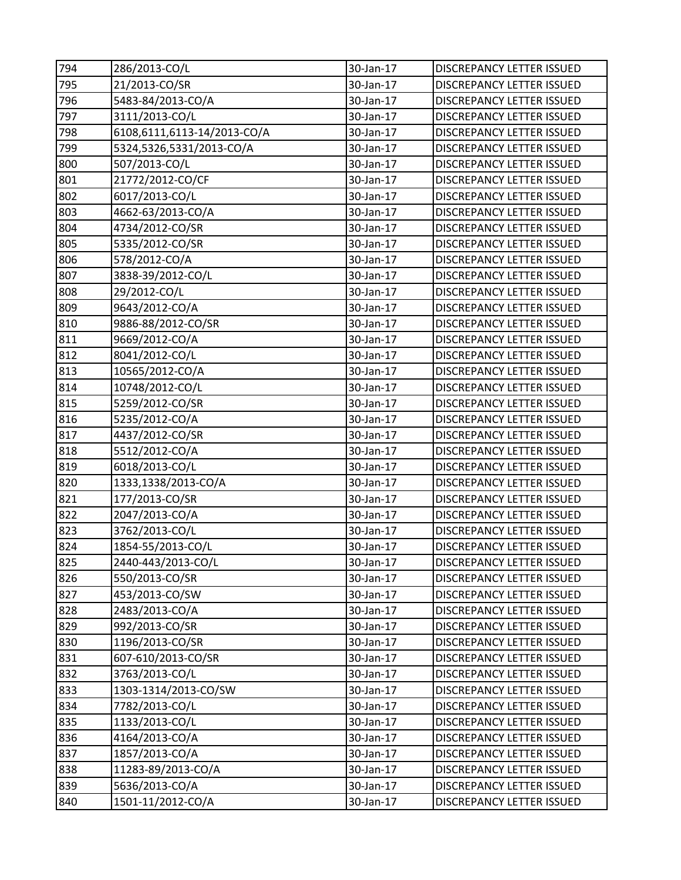| 794 | 286/2013-CO/L | 30-Jan-17 | DISCREPANCY LETTER ISSUED |
|---|---|---|---|
| 795 | 21/2013-CO/SR | 30-Jan-17 | DISCREPANCY LETTER ISSUED |
| 796 | 5483-84/2013-CO/A | 30-Jan-17 | DISCREPANCY LETTER ISSUED |
| 797 | 3111/2013-CO/L | 30-Jan-17 | DISCREPANCY LETTER ISSUED |
| 798 | 6108,6111,6113-14/2013-CO/A | 30-Jan-17 | DISCREPANCY LETTER ISSUED |
| 799 | 5324,5326,5331/2013-CO/A | 30-Jan-17 | DISCREPANCY LETTER ISSUED |
| 800 | 507/2013-CO/L | 30-Jan-17 | DISCREPANCY LETTER ISSUED |
| 801 | 21772/2012-CO/CF | 30-Jan-17 | DISCREPANCY LETTER ISSUED |
| 802 | 6017/2013-CO/L | 30-Jan-17 | DISCREPANCY LETTER ISSUED |
| 803 | 4662-63/2013-CO/A | 30-Jan-17 | DISCREPANCY LETTER ISSUED |
| 804 | 4734/2012-CO/SR | 30-Jan-17 | DISCREPANCY LETTER ISSUED |
| 805 | 5335/2012-CO/SR | 30-Jan-17 | DISCREPANCY LETTER ISSUED |
| 806 | 578/2012-CO/A | 30-Jan-17 | DISCREPANCY LETTER ISSUED |
| 807 | 3838-39/2012-CO/L | 30-Jan-17 | DISCREPANCY LETTER ISSUED |
| 808 | 29/2012-CO/L | 30-Jan-17 | DISCREPANCY LETTER ISSUED |
| 809 | 9643/2012-CO/A | 30-Jan-17 | DISCREPANCY LETTER ISSUED |
| 810 | 9886-88/2012-CO/SR | 30-Jan-17 | DISCREPANCY LETTER ISSUED |
| 811 | 9669/2012-CO/A | 30-Jan-17 | DISCREPANCY LETTER ISSUED |
| 812 | 8041/2012-CO/L | 30-Jan-17 | DISCREPANCY LETTER ISSUED |
| 813 | 10565/2012-CO/A | 30-Jan-17 | DISCREPANCY LETTER ISSUED |
| 814 | 10748/2012-CO/L | 30-Jan-17 | DISCREPANCY LETTER ISSUED |
| 815 | 5259/2012-CO/SR | 30-Jan-17 | DISCREPANCY LETTER ISSUED |
| 816 | 5235/2012-CO/A | 30-Jan-17 | DISCREPANCY LETTER ISSUED |
| 817 | 4437/2012-CO/SR | 30-Jan-17 | DISCREPANCY LETTER ISSUED |
| 818 | 5512/2012-CO/A | 30-Jan-17 | DISCREPANCY LETTER ISSUED |
| 819 | 6018/2013-CO/L | 30-Jan-17 | DISCREPANCY LETTER ISSUED |
| 820 | 1333,1338/2013-CO/A | 30-Jan-17 | DISCREPANCY LETTER ISSUED |
| 821 | 177/2013-CO/SR | 30-Jan-17 | DISCREPANCY LETTER ISSUED |
| 822 | 2047/2013-CO/A | 30-Jan-17 | DISCREPANCY LETTER ISSUED |
| 823 | 3762/2013-CO/L | 30-Jan-17 | DISCREPANCY LETTER ISSUED |
| 824 | 1854-55/2013-CO/L | 30-Jan-17 | DISCREPANCY LETTER ISSUED |
| 825 | 2440-443/2013-CO/L | 30-Jan-17 | DISCREPANCY LETTER ISSUED |
| 826 | 550/2013-CO/SR | 30-Jan-17 | DISCREPANCY LETTER ISSUED |
| 827 | 453/2013-CO/SW | 30-Jan-17 | DISCREPANCY LETTER ISSUED |
| 828 | 2483/2013-CO/A | 30-Jan-17 | DISCREPANCY LETTER ISSUED |
| 829 | 992/2013-CO/SR | 30-Jan-17 | DISCREPANCY LETTER ISSUED |
| 830 | 1196/2013-CO/SR | 30-Jan-17 | DISCREPANCY LETTER ISSUED |
| 831 | 607-610/2013-CO/SR | 30-Jan-17 | DISCREPANCY LETTER ISSUED |
| 832 | 3763/2013-CO/L | 30-Jan-17 | DISCREPANCY LETTER ISSUED |
| 833 | 1303-1314/2013-CO/SW | 30-Jan-17 | DISCREPANCY LETTER ISSUED |
| 834 | 7782/2013-CO/L | 30-Jan-17 | DISCREPANCY LETTER ISSUED |
| 835 | 1133/2013-CO/L | 30-Jan-17 | DISCREPANCY LETTER ISSUED |
| 836 | 4164/2013-CO/A | 30-Jan-17 | DISCREPANCY LETTER ISSUED |
| 837 | 1857/2013-CO/A | 30-Jan-17 | DISCREPANCY LETTER ISSUED |
| 838 | 11283-89/2013-CO/A | 30-Jan-17 | DISCREPANCY LETTER ISSUED |
| 839 | 5636/2013-CO/A | 30-Jan-17 | DISCREPANCY LETTER ISSUED |
| 840 | 1501-11/2012-CO/A | 30-Jan-17 | DISCREPANCY LETTER ISSUED |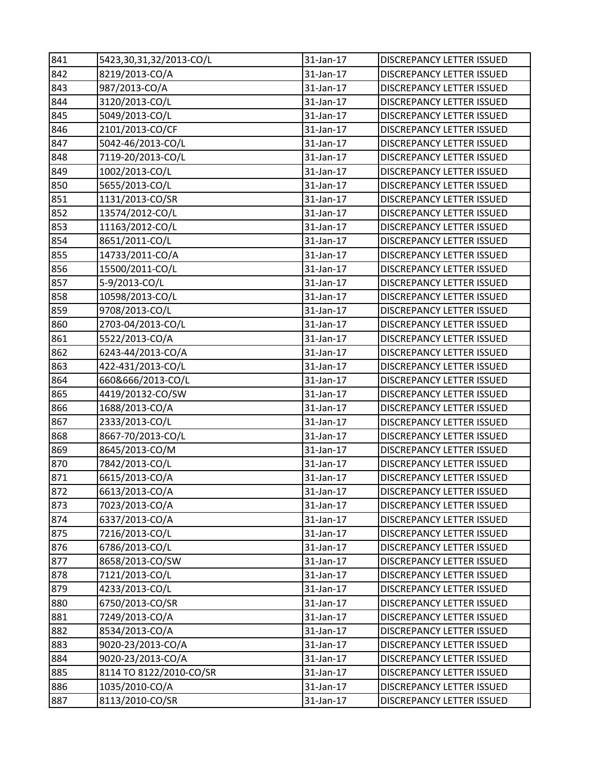| 841 | 5423,30,31,32/2013-CO/L | 31-Jan-17 | DISCREPANCY LETTER ISSUED |
|---|---|---|---|
| 842 | 8219/2013-CO/A | 31-Jan-17 | DISCREPANCY LETTER ISSUED |
| 843 | 987/2013-CO/A | 31-Jan-17 | DISCREPANCY LETTER ISSUED |
| 844 | 3120/2013-CO/L | 31-Jan-17 | DISCREPANCY LETTER ISSUED |
| 845 | 5049/2013-CO/L | 31-Jan-17 | DISCREPANCY LETTER ISSUED |
| 846 | 2101/2013-CO/CF | 31-Jan-17 | DISCREPANCY LETTER ISSUED |
| 847 | 5042-46/2013-CO/L | 31-Jan-17 | DISCREPANCY LETTER ISSUED |
| 848 | 7119-20/2013-CO/L | 31-Jan-17 | DISCREPANCY LETTER ISSUED |
| 849 | 1002/2013-CO/L | 31-Jan-17 | DISCREPANCY LETTER ISSUED |
| 850 | 5655/2013-CO/L | 31-Jan-17 | DISCREPANCY LETTER ISSUED |
| 851 | 1131/2013-CO/SR | 31-Jan-17 | DISCREPANCY LETTER ISSUED |
| 852 | 13574/2012-CO/L | 31-Jan-17 | DISCREPANCY LETTER ISSUED |
| 853 | 11163/2012-CO/L | 31-Jan-17 | DISCREPANCY LETTER ISSUED |
| 854 | 8651/2011-CO/L | 31-Jan-17 | DISCREPANCY LETTER ISSUED |
| 855 | 14733/2011-CO/A | 31-Jan-17 | DISCREPANCY LETTER ISSUED |
| 856 | 15500/2011-CO/L | 31-Jan-17 | DISCREPANCY LETTER ISSUED |
| 857 | 5-9/2013-CO/L | 31-Jan-17 | DISCREPANCY LETTER ISSUED |
| 858 | 10598/2013-CO/L | 31-Jan-17 | DISCREPANCY LETTER ISSUED |
| 859 | 9708/2013-CO/L | 31-Jan-17 | DISCREPANCY LETTER ISSUED |
| 860 | 2703-04/2013-CO/L | 31-Jan-17 | DISCREPANCY LETTER ISSUED |
| 861 | 5522/2013-CO/A | 31-Jan-17 | DISCREPANCY LETTER ISSUED |
| 862 | 6243-44/2013-CO/A | 31-Jan-17 | DISCREPANCY LETTER ISSUED |
| 863 | 422-431/2013-CO/L | 31-Jan-17 | DISCREPANCY LETTER ISSUED |
| 864 | 660&666/2013-CO/L | 31-Jan-17 | DISCREPANCY LETTER ISSUED |
| 865 | 4419/20132-CO/SW | 31-Jan-17 | DISCREPANCY LETTER ISSUED |
| 866 | 1688/2013-CO/A | 31-Jan-17 | DISCREPANCY LETTER ISSUED |
| 867 | 2333/2013-CO/L | 31-Jan-17 | DISCREPANCY LETTER ISSUED |
| 868 | 8667-70/2013-CO/L | 31-Jan-17 | DISCREPANCY LETTER ISSUED |
| 869 | 8645/2013-CO/M | 31-Jan-17 | DISCREPANCY LETTER ISSUED |
| 870 | 7842/2013-CO/L | 31-Jan-17 | DISCREPANCY LETTER ISSUED |
| 871 | 6615/2013-CO/A | 31-Jan-17 | DISCREPANCY LETTER ISSUED |
| 872 | 6613/2013-CO/A | 31-Jan-17 | DISCREPANCY LETTER ISSUED |
| 873 | 7023/2013-CO/A | 31-Jan-17 | DISCREPANCY LETTER ISSUED |
| 874 | 6337/2013-CO/A | 31-Jan-17 | DISCREPANCY LETTER ISSUED |
| 875 | 7216/2013-CO/L | 31-Jan-17 | DISCREPANCY LETTER ISSUED |
| 876 | 6786/2013-CO/L | 31-Jan-17 | DISCREPANCY LETTER ISSUED |
| 877 | 8658/2013-CO/SW | 31-Jan-17 | DISCREPANCY LETTER ISSUED |
| 878 | 7121/2013-CO/L | 31-Jan-17 | DISCREPANCY LETTER ISSUED |
| 879 | 4233/2013-CO/L | 31-Jan-17 | DISCREPANCY LETTER ISSUED |
| 880 | 6750/2013-CO/SR | 31-Jan-17 | DISCREPANCY LETTER ISSUED |
| 881 | 7249/2013-CO/A | 31-Jan-17 | DISCREPANCY LETTER ISSUED |
| 882 | 8534/2013-CO/A | 31-Jan-17 | DISCREPANCY LETTER ISSUED |
| 883 | 9020-23/2013-CO/A | 31-Jan-17 | DISCREPANCY LETTER ISSUED |
| 884 | 9020-23/2013-CO/A | 31-Jan-17 | DISCREPANCY LETTER ISSUED |
| 885 | 8114 TO 8122/2010-CO/SR | 31-Jan-17 | DISCREPANCY LETTER ISSUED |
| 886 | 1035/2010-CO/A | 31-Jan-17 | DISCREPANCY LETTER ISSUED |
| 887 | 8113/2010-CO/SR | 31-Jan-17 | DISCREPANCY LETTER ISSUED |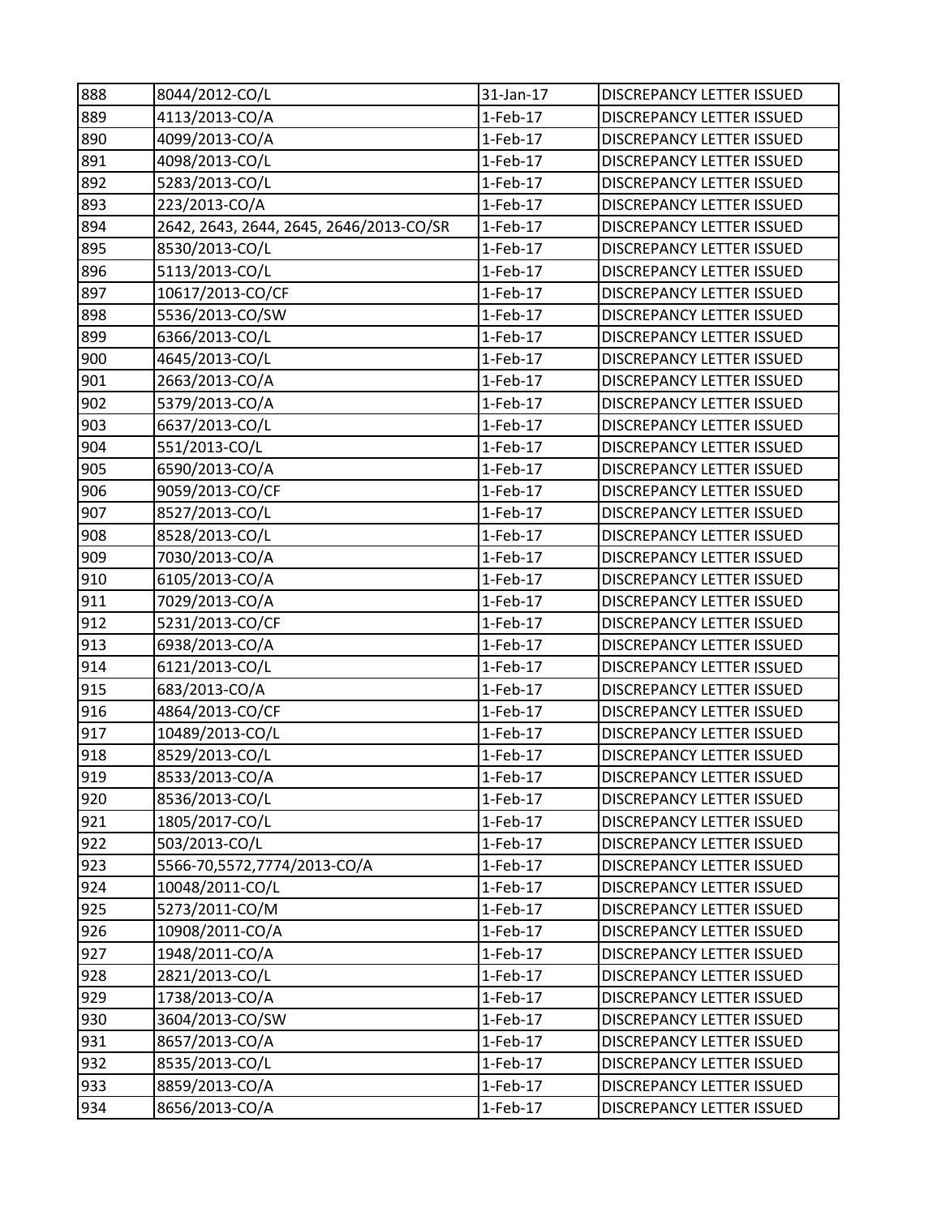| 888 | 8044/2012-CO/L | 31-Jan-17 | DISCREPANCY LETTER ISSUED |
|---|---|---|---|
| 889 | 4113/2013-CO/A | 1-Feb-17 | DISCREPANCY LETTER ISSUED |
| 890 | 4099/2013-CO/A | 1-Feb-17 | DISCREPANCY LETTER ISSUED |
| 891 | 4098/2013-CO/L | 1-Feb-17 | DISCREPANCY LETTER ISSUED |
| 892 | 5283/2013-CO/L | 1-Feb-17 | DISCREPANCY LETTER ISSUED |
| 893 | 223/2013-CO/A | 1-Feb-17 | DISCREPANCY LETTER ISSUED |
| 894 | 2642, 2643, 2644, 2645, 2646/2013-CO/SR | 1-Feb-17 | DISCREPANCY LETTER ISSUED |
| 895 | 8530/2013-CO/L | 1-Feb-17 | DISCREPANCY LETTER ISSUED |
| 896 | 5113/2013-CO/L | 1-Feb-17 | DISCREPANCY LETTER ISSUED |
| 897 | 10617/2013-CO/CF | 1-Feb-17 | DISCREPANCY LETTER ISSUED |
| 898 | 5536/2013-CO/SW | 1-Feb-17 | DISCREPANCY LETTER ISSUED |
| 899 | 6366/2013-CO/L | 1-Feb-17 | DISCREPANCY LETTER ISSUED |
| 900 | 4645/2013-CO/L | 1-Feb-17 | DISCREPANCY LETTER ISSUED |
| 901 | 2663/2013-CO/A | 1-Feb-17 | DISCREPANCY LETTER ISSUED |
| 902 | 5379/2013-CO/A | 1-Feb-17 | DISCREPANCY LETTER ISSUED |
| 903 | 6637/2013-CO/L | 1-Feb-17 | DISCREPANCY LETTER ISSUED |
| 904 | 551/2013-CO/L | 1-Feb-17 | DISCREPANCY LETTER ISSUED |
| 905 | 6590/2013-CO/A | 1-Feb-17 | DISCREPANCY LETTER ISSUED |
| 906 | 9059/2013-CO/CF | 1-Feb-17 | DISCREPANCY LETTER ISSUED |
| 907 | 8527/2013-CO/L | 1-Feb-17 | DISCREPANCY LETTER ISSUED |
| 908 | 8528/2013-CO/L | 1-Feb-17 | DISCREPANCY LETTER ISSUED |
| 909 | 7030/2013-CO/A | 1-Feb-17 | DISCREPANCY LETTER ISSUED |
| 910 | 6105/2013-CO/A | 1-Feb-17 | DISCREPANCY LETTER ISSUED |
| 911 | 7029/2013-CO/A | 1-Feb-17 | DISCREPANCY LETTER ISSUED |
| 912 | 5231/2013-CO/CF | 1-Feb-17 | DISCREPANCY LETTER ISSUED |
| 913 | 6938/2013-CO/A | 1-Feb-17 | DISCREPANCY LETTER ISSUED |
| 914 | 6121/2013-CO/L | 1-Feb-17 | DISCREPANCY LETTER ISSUED |
| 915 | 683/2013-CO/A | 1-Feb-17 | DISCREPANCY LETTER ISSUED |
| 916 | 4864/2013-CO/CF | 1-Feb-17 | DISCREPANCY LETTER ISSUED |
| 917 | 10489/2013-CO/L | 1-Feb-17 | DISCREPANCY LETTER ISSUED |
| 918 | 8529/2013-CO/L | 1-Feb-17 | DISCREPANCY LETTER ISSUED |
| 919 | 8533/2013-CO/A | 1-Feb-17 | DISCREPANCY LETTER ISSUED |
| 920 | 8536/2013-CO/L | 1-Feb-17 | DISCREPANCY LETTER ISSUED |
| 921 | 1805/2017-CO/L | 1-Feb-17 | DISCREPANCY LETTER ISSUED |
| 922 | 503/2013-CO/L | 1-Feb-17 | DISCREPANCY LETTER ISSUED |
| 923 | 5566-70,5572,7774/2013-CO/A | 1-Feb-17 | DISCREPANCY LETTER ISSUED |
| 924 | 10048/2011-CO/L | 1-Feb-17 | DISCREPANCY LETTER ISSUED |
| 925 | 5273/2011-CO/M | 1-Feb-17 | DISCREPANCY LETTER ISSUED |
| 926 | 10908/2011-CO/A | 1-Feb-17 | DISCREPANCY LETTER ISSUED |
| 927 | 1948/2011-CO/A | 1-Feb-17 | DISCREPANCY LETTER ISSUED |
| 928 | 2821/2013-CO/L | 1-Feb-17 | DISCREPANCY LETTER ISSUED |
| 929 | 1738/2013-CO/A | 1-Feb-17 | DISCREPANCY LETTER ISSUED |
| 930 | 3604/2013-CO/SW | 1-Feb-17 | DISCREPANCY LETTER ISSUED |
| 931 | 8657/2013-CO/A | 1-Feb-17 | DISCREPANCY LETTER ISSUED |
| 932 | 8535/2013-CO/L | 1-Feb-17 | DISCREPANCY LETTER ISSUED |
| 933 | 8859/2013-CO/A | 1-Feb-17 | DISCREPANCY LETTER ISSUED |
| 934 | 8656/2013-CO/A | 1-Feb-17 | DISCREPANCY LETTER ISSUED |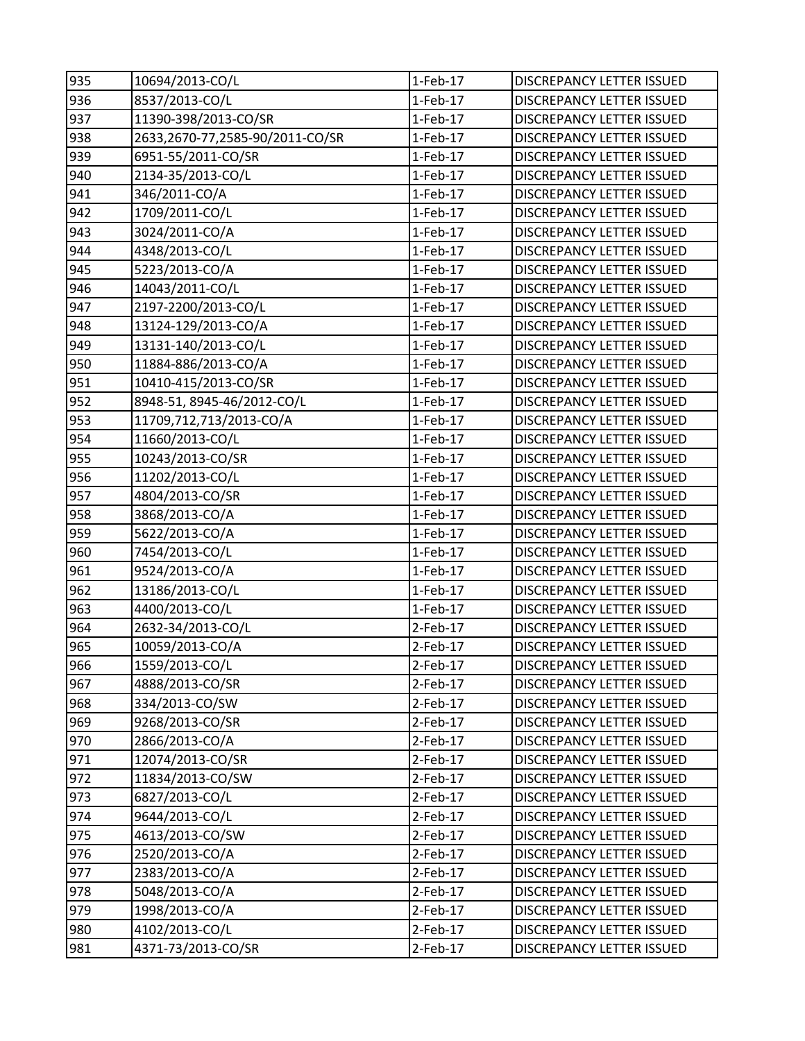| 935 | 10694/2013-CO/L | 1-Feb-17 | DISCREPANCY LETTER ISSUED |
|---|---|---|---|
| 936 | 8537/2013-CO/L | 1-Feb-17 | DISCREPANCY LETTER ISSUED |
| 937 | 11390-398/2013-CO/SR | 1-Feb-17 | DISCREPANCY LETTER ISSUED |
| 938 | 2633,2670-77,2585-90/2011-CO/SR | 1-Feb-17 | DISCREPANCY LETTER ISSUED |
| 939 | 6951-55/2011-CO/SR | 1-Feb-17 | DISCREPANCY LETTER ISSUED |
| 940 | 2134-35/2013-CO/L | 1-Feb-17 | DISCREPANCY LETTER ISSUED |
| 941 | 346/2011-CO/A | 1-Feb-17 | DISCREPANCY LETTER ISSUED |
| 942 | 1709/2011-CO/L | 1-Feb-17 | DISCREPANCY LETTER ISSUED |
| 943 | 3024/2011-CO/A | 1-Feb-17 | DISCREPANCY LETTER ISSUED |
| 944 | 4348/2013-CO/L | 1-Feb-17 | DISCREPANCY LETTER ISSUED |
| 945 | 5223/2013-CO/A | 1-Feb-17 | DISCREPANCY LETTER ISSUED |
| 946 | 14043/2011-CO/L | 1-Feb-17 | DISCREPANCY LETTER ISSUED |
| 947 | 2197-2200/2013-CO/L | 1-Feb-17 | DISCREPANCY LETTER ISSUED |
| 948 | 13124-129/2013-CO/A | 1-Feb-17 | DISCREPANCY LETTER ISSUED |
| 949 | 13131-140/2013-CO/L | 1-Feb-17 | DISCREPANCY LETTER ISSUED |
| 950 | 11884-886/2013-CO/A | 1-Feb-17 | DISCREPANCY LETTER ISSUED |
| 951 | 10410-415/2013-CO/SR | 1-Feb-17 | DISCREPANCY LETTER ISSUED |
| 952 | 8948-51, 8945-46/2012-CO/L | 1-Feb-17 | DISCREPANCY LETTER ISSUED |
| 953 | 11709,712,713/2013-CO/A | 1-Feb-17 | DISCREPANCY LETTER ISSUED |
| 954 | 11660/2013-CO/L | 1-Feb-17 | DISCREPANCY LETTER ISSUED |
| 955 | 10243/2013-CO/SR | 1-Feb-17 | DISCREPANCY LETTER ISSUED |
| 956 | 11202/2013-CO/L | 1-Feb-17 | DISCREPANCY LETTER ISSUED |
| 957 | 4804/2013-CO/SR | 1-Feb-17 | DISCREPANCY LETTER ISSUED |
| 958 | 3868/2013-CO/A | 1-Feb-17 | DISCREPANCY LETTER ISSUED |
| 959 | 5622/2013-CO/A | 1-Feb-17 | DISCREPANCY LETTER ISSUED |
| 960 | 7454/2013-CO/L | 1-Feb-17 | DISCREPANCY LETTER ISSUED |
| 961 | 9524/2013-CO/A | 1-Feb-17 | DISCREPANCY LETTER ISSUED |
| 962 | 13186/2013-CO/L | 1-Feb-17 | DISCREPANCY LETTER ISSUED |
| 963 | 4400/2013-CO/L | 1-Feb-17 | DISCREPANCY LETTER ISSUED |
| 964 | 2632-34/2013-CO/L | 2-Feb-17 | DISCREPANCY LETTER ISSUED |
| 965 | 10059/2013-CO/A | 2-Feb-17 | DISCREPANCY LETTER ISSUED |
| 966 | 1559/2013-CO/L | 2-Feb-17 | DISCREPANCY LETTER ISSUED |
| 967 | 4888/2013-CO/SR | 2-Feb-17 | DISCREPANCY LETTER ISSUED |
| 968 | 334/2013-CO/SW | 2-Feb-17 | DISCREPANCY LETTER ISSUED |
| 969 | 9268/2013-CO/SR | 2-Feb-17 | DISCREPANCY LETTER ISSUED |
| 970 | 2866/2013-CO/A | 2-Feb-17 | DISCREPANCY LETTER ISSUED |
| 971 | 12074/2013-CO/SR | 2-Feb-17 | DISCREPANCY LETTER ISSUED |
| 972 | 11834/2013-CO/SW | 2-Feb-17 | DISCREPANCY LETTER ISSUED |
| 973 | 6827/2013-CO/L | 2-Feb-17 | DISCREPANCY LETTER ISSUED |
| 974 | 9644/2013-CO/L | 2-Feb-17 | DISCREPANCY LETTER ISSUED |
| 975 | 4613/2013-CO/SW | 2-Feb-17 | DISCREPANCY LETTER ISSUED |
| 976 | 2520/2013-CO/A | 2-Feb-17 | DISCREPANCY LETTER ISSUED |
| 977 | 2383/2013-CO/A | 2-Feb-17 | DISCREPANCY LETTER ISSUED |
| 978 | 5048/2013-CO/A | 2-Feb-17 | DISCREPANCY LETTER ISSUED |
| 979 | 1998/2013-CO/A | 2-Feb-17 | DISCREPANCY LETTER ISSUED |
| 980 | 4102/2013-CO/L | 2-Feb-17 | DISCREPANCY LETTER ISSUED |
| 981 | 4371-73/2013-CO/SR | 2-Feb-17 | DISCREPANCY LETTER ISSUED |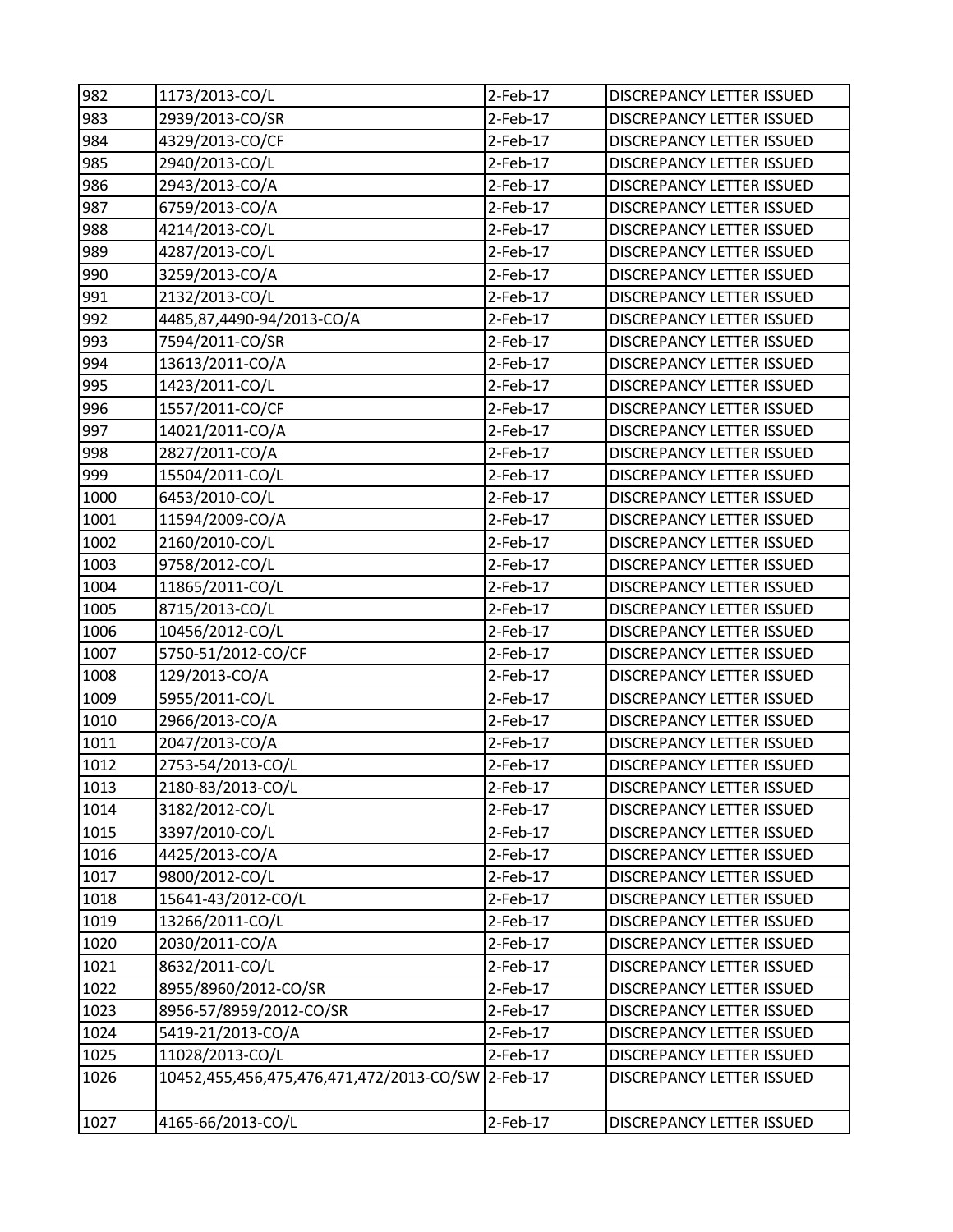| 982 | 1173/2013-CO/L | 2-Feb-17 | DISCREPANCY LETTER ISSUED |
|---|---|---|---|
| 983 | 2939/2013-CO/SR | 2-Feb-17 | DISCREPANCY LETTER ISSUED |
| 984 | 4329/2013-CO/CF | 2-Feb-17 | DISCREPANCY LETTER ISSUED |
| 985 | 2940/2013-CO/L | 2-Feb-17 | DISCREPANCY LETTER ISSUED |
| 986 | 2943/2013-CO/A | 2-Feb-17 | DISCREPANCY LETTER ISSUED |
| 987 | 6759/2013-CO/A | 2-Feb-17 | DISCREPANCY LETTER ISSUED |
| 988 | 4214/2013-CO/L | 2-Feb-17 | DISCREPANCY LETTER ISSUED |
| 989 | 4287/2013-CO/L | 2-Feb-17 | DISCREPANCY LETTER ISSUED |
| 990 | 3259/2013-CO/A | 2-Feb-17 | DISCREPANCY LETTER ISSUED |
| 991 | 2132/2013-CO/L | 2-Feb-17 | DISCREPANCY LETTER ISSUED |
| 992 | 4485,87,4490-94/2013-CO/A | 2-Feb-17 | DISCREPANCY LETTER ISSUED |
| 993 | 7594/2011-CO/SR | 2-Feb-17 | DISCREPANCY LETTER ISSUED |
| 994 | 13613/2011-CO/A | 2-Feb-17 | DISCREPANCY LETTER ISSUED |
| 995 | 1423/2011-CO/L | 2-Feb-17 | DISCREPANCY LETTER ISSUED |
| 996 | 1557/2011-CO/CF | 2-Feb-17 | DISCREPANCY LETTER ISSUED |
| 997 | 14021/2011-CO/A | 2-Feb-17 | DISCREPANCY LETTER ISSUED |
| 998 | 2827/2011-CO/A | 2-Feb-17 | DISCREPANCY LETTER ISSUED |
| 999 | 15504/2011-CO/L | 2-Feb-17 | DISCREPANCY LETTER ISSUED |
| 1000 | 6453/2010-CO/L | 2-Feb-17 | DISCREPANCY LETTER ISSUED |
| 1001 | 11594/2009-CO/A | 2-Feb-17 | DISCREPANCY LETTER ISSUED |
| 1002 | 2160/2010-CO/L | 2-Feb-17 | DISCREPANCY LETTER ISSUED |
| 1003 | 9758/2012-CO/L | 2-Feb-17 | DISCREPANCY LETTER ISSUED |
| 1004 | 11865/2011-CO/L | 2-Feb-17 | DISCREPANCY LETTER ISSUED |
| 1005 | 8715/2013-CO/L | 2-Feb-17 | DISCREPANCY LETTER ISSUED |
| 1006 | 10456/2012-CO/L | 2-Feb-17 | DISCREPANCY LETTER ISSUED |
| 1007 | 5750-51/2012-CO/CF | 2-Feb-17 | DISCREPANCY LETTER ISSUED |
| 1008 | 129/2013-CO/A | 2-Feb-17 | DISCREPANCY LETTER ISSUED |
| 1009 | 5955/2011-CO/L | 2-Feb-17 | DISCREPANCY LETTER ISSUED |
| 1010 | 2966/2013-CO/A | 2-Feb-17 | DISCREPANCY LETTER ISSUED |
| 1011 | 2047/2013-CO/A | 2-Feb-17 | DISCREPANCY LETTER ISSUED |
| 1012 | 2753-54/2013-CO/L | 2-Feb-17 | DISCREPANCY LETTER ISSUED |
| 1013 | 2180-83/2013-CO/L | 2-Feb-17 | DISCREPANCY LETTER ISSUED |
| 1014 | 3182/2012-CO/L | 2-Feb-17 | DISCREPANCY LETTER ISSUED |
| 1015 | 3397/2010-CO/L | 2-Feb-17 | DISCREPANCY LETTER ISSUED |
| 1016 | 4425/2013-CO/A | 2-Feb-17 | DISCREPANCY LETTER ISSUED |
| 1017 | 9800/2012-CO/L | 2-Feb-17 | DISCREPANCY LETTER ISSUED |
| 1018 | 15641-43/2012-CO/L | 2-Feb-17 | DISCREPANCY LETTER ISSUED |
| 1019 | 13266/2011-CO/L | 2-Feb-17 | DISCREPANCY LETTER ISSUED |
| 1020 | 2030/2011-CO/A | 2-Feb-17 | DISCREPANCY LETTER ISSUED |
| 1021 | 8632/2011-CO/L | 2-Feb-17 | DISCREPANCY LETTER ISSUED |
| 1022 | 8955/8960/2012-CO/SR | 2-Feb-17 | DISCREPANCY LETTER ISSUED |
| 1023 | 8956-57/8959/2012-CO/SR | 2-Feb-17 | DISCREPANCY LETTER ISSUED |
| 1024 | 5419-21/2013-CO/A | 2-Feb-17 | DISCREPANCY LETTER ISSUED |
| 1025 | 11028/2013-CO/L | 2-Feb-17 | DISCREPANCY LETTER ISSUED |
| 1026 | 10452,455,456,475,476,471,472/2013-CO/SW | 2-Feb-17 | DISCREPANCY LETTER ISSUED |
| 1027 | 4165-66/2013-CO/L | 2-Feb-17 | DISCREPANCY LETTER ISSUED |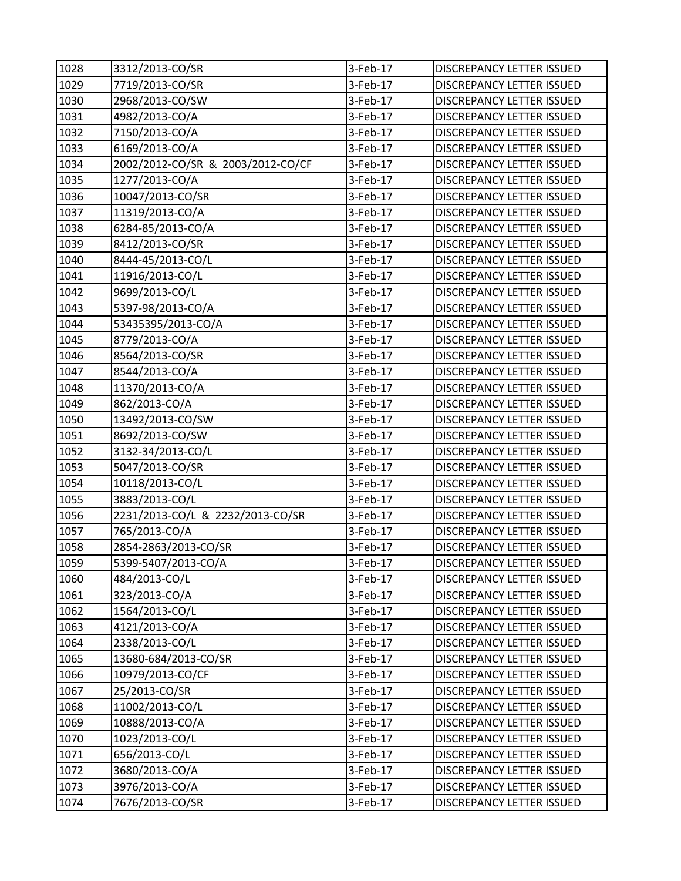| 1028 | 3312/2013-CO/SR | 3-Feb-17 | DISCREPANCY LETTER ISSUED |
|---|---|---|---|
| 1029 | 7719/2013-CO/SR | 3-Feb-17 | DISCREPANCY LETTER ISSUED |
| 1030 | 2968/2013-CO/SW | 3-Feb-17 | DISCREPANCY LETTER ISSUED |
| 1031 | 4982/2013-CO/A | 3-Feb-17 | DISCREPANCY LETTER ISSUED |
| 1032 | 7150/2013-CO/A | 3-Feb-17 | DISCREPANCY LETTER ISSUED |
| 1033 | 6169/2013-CO/A | 3-Feb-17 | DISCREPANCY LETTER ISSUED |
| 1034 | 2002/2012-CO/SR & 2003/2012-CO/CF | 3-Feb-17 | DISCREPANCY LETTER ISSUED |
| 1035 | 1277/2013-CO/A | 3-Feb-17 | DISCREPANCY LETTER ISSUED |
| 1036 | 10047/2013-CO/SR | 3-Feb-17 | DISCREPANCY LETTER ISSUED |
| 1037 | 11319/2013-CO/A | 3-Feb-17 | DISCREPANCY LETTER ISSUED |
| 1038 | 6284-85/2013-CO/A | 3-Feb-17 | DISCREPANCY LETTER ISSUED |
| 1039 | 8412/2013-CO/SR | 3-Feb-17 | DISCREPANCY LETTER ISSUED |
| 1040 | 8444-45/2013-CO/L | 3-Feb-17 | DISCREPANCY LETTER ISSUED |
| 1041 | 11916/2013-CO/L | 3-Feb-17 | DISCREPANCY LETTER ISSUED |
| 1042 | 9699/2013-CO/L | 3-Feb-17 | DISCREPANCY LETTER ISSUED |
| 1043 | 5397-98/2013-CO/A | 3-Feb-17 | DISCREPANCY LETTER ISSUED |
| 1044 | 53435395/2013-CO/A | 3-Feb-17 | DISCREPANCY LETTER ISSUED |
| 1045 | 8779/2013-CO/A | 3-Feb-17 | DISCREPANCY LETTER ISSUED |
| 1046 | 8564/2013-CO/SR | 3-Feb-17 | DISCREPANCY LETTER ISSUED |
| 1047 | 8544/2013-CO/A | 3-Feb-17 | DISCREPANCY LETTER ISSUED |
| 1048 | 11370/2013-CO/A | 3-Feb-17 | DISCREPANCY LETTER ISSUED |
| 1049 | 862/2013-CO/A | 3-Feb-17 | DISCREPANCY LETTER ISSUED |
| 1050 | 13492/2013-CO/SW | 3-Feb-17 | DISCREPANCY LETTER ISSUED |
| 1051 | 8692/2013-CO/SW | 3-Feb-17 | DISCREPANCY LETTER ISSUED |
| 1052 | 3132-34/2013-CO/L | 3-Feb-17 | DISCREPANCY LETTER ISSUED |
| 1053 | 5047/2013-CO/SR | 3-Feb-17 | DISCREPANCY LETTER ISSUED |
| 1054 | 10118/2013-CO/L | 3-Feb-17 | DISCREPANCY LETTER ISSUED |
| 1055 | 3883/2013-CO/L | 3-Feb-17 | DISCREPANCY LETTER ISSUED |
| 1056 | 2231/2013-CO/L & 2232/2013-CO/SR | 3-Feb-17 | DISCREPANCY LETTER ISSUED |
| 1057 | 765/2013-CO/A | 3-Feb-17 | DISCREPANCY LETTER ISSUED |
| 1058 | 2854-2863/2013-CO/SR | 3-Feb-17 | DISCREPANCY LETTER ISSUED |
| 1059 | 5399-5407/2013-CO/A | 3-Feb-17 | DISCREPANCY LETTER ISSUED |
| 1060 | 484/2013-CO/L | 3-Feb-17 | DISCREPANCY LETTER ISSUED |
| 1061 | 323/2013-CO/A | 3-Feb-17 | DISCREPANCY LETTER ISSUED |
| 1062 | 1564/2013-CO/L | 3-Feb-17 | DISCREPANCY LETTER ISSUED |
| 1063 | 4121/2013-CO/A | 3-Feb-17 | DISCREPANCY LETTER ISSUED |
| 1064 | 2338/2013-CO/L | 3-Feb-17 | DISCREPANCY LETTER ISSUED |
| 1065 | 13680-684/2013-CO/SR | 3-Feb-17 | DISCREPANCY LETTER ISSUED |
| 1066 | 10979/2013-CO/CF | 3-Feb-17 | DISCREPANCY LETTER ISSUED |
| 1067 | 25/2013-CO/SR | 3-Feb-17 | DISCREPANCY LETTER ISSUED |
| 1068 | 11002/2013-CO/L | 3-Feb-17 | DISCREPANCY LETTER ISSUED |
| 1069 | 10888/2013-CO/A | 3-Feb-17 | DISCREPANCY LETTER ISSUED |
| 1070 | 1023/2013-CO/L | 3-Feb-17 | DISCREPANCY LETTER ISSUED |
| 1071 | 656/2013-CO/L | 3-Feb-17 | DISCREPANCY LETTER ISSUED |
| 1072 | 3680/2013-CO/A | 3-Feb-17 | DISCREPANCY LETTER ISSUED |
| 1073 | 3976/2013-CO/A | 3-Feb-17 | DISCREPANCY LETTER ISSUED |
| 1074 | 7676/2013-CO/SR | 3-Feb-17 | DISCREPANCY LETTER ISSUED |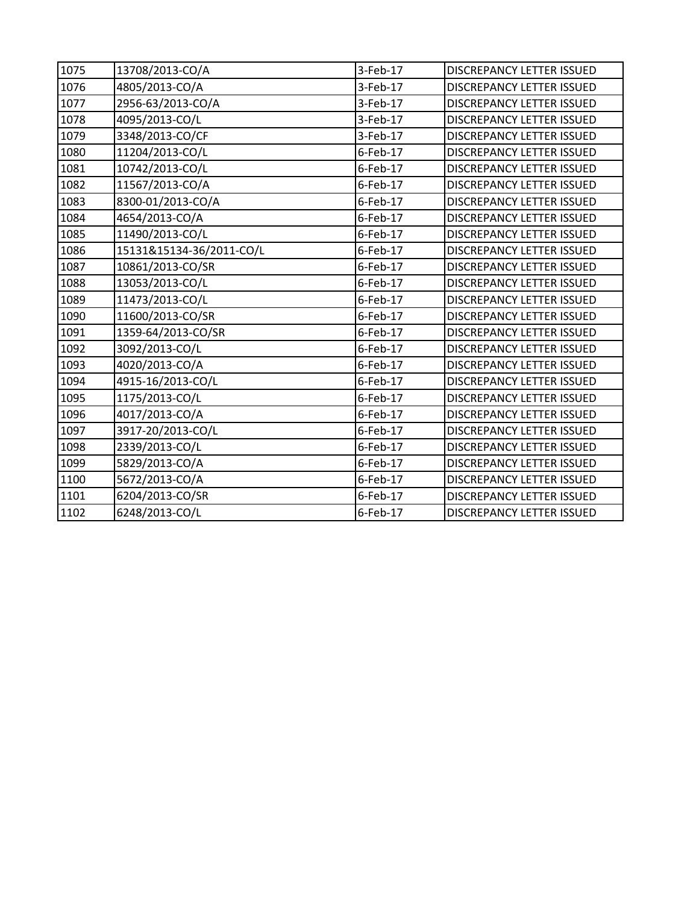| | | | |
|---|---|---|---|
| 1075 | 13708/2013-CO/A | 3-Feb-17 | DISCREPANCY LETTER ISSUED |
| 1076 | 4805/2013-CO/A | 3-Feb-17 | DISCREPANCY LETTER ISSUED |
| 1077 | 2956-63/2013-CO/A | 3-Feb-17 | DISCREPANCY LETTER ISSUED |
| 1078 | 4095/2013-CO/L | 3-Feb-17 | DISCREPANCY LETTER ISSUED |
| 1079 | 3348/2013-CO/CF | 3-Feb-17 | DISCREPANCY LETTER ISSUED |
| 1080 | 11204/2013-CO/L | 6-Feb-17 | DISCREPANCY LETTER ISSUED |
| 1081 | 10742/2013-CO/L | 6-Feb-17 | DISCREPANCY LETTER ISSUED |
| 1082 | 11567/2013-CO/A | 6-Feb-17 | DISCREPANCY LETTER ISSUED |
| 1083 | 8300-01/2013-CO/A | 6-Feb-17 | DISCREPANCY LETTER ISSUED |
| 1084 | 4654/2013-CO/A | 6-Feb-17 | DISCREPANCY LETTER ISSUED |
| 1085 | 11490/2013-CO/L | 6-Feb-17 | DISCREPANCY LETTER ISSUED |
| 1086 | 15131&15134-36/2011-CO/L | 6-Feb-17 | DISCREPANCY LETTER ISSUED |
| 1087 | 10861/2013-CO/SR | 6-Feb-17 | DISCREPANCY LETTER ISSUED |
| 1088 | 13053/2013-CO/L | 6-Feb-17 | DISCREPANCY LETTER ISSUED |
| 1089 | 11473/2013-CO/L | 6-Feb-17 | DISCREPANCY LETTER ISSUED |
| 1090 | 11600/2013-CO/SR | 6-Feb-17 | DISCREPANCY LETTER ISSUED |
| 1091 | 1359-64/2013-CO/SR | 6-Feb-17 | DISCREPANCY LETTER ISSUED |
| 1092 | 3092/2013-CO/L | 6-Feb-17 | DISCREPANCY LETTER ISSUED |
| 1093 | 4020/2013-CO/A | 6-Feb-17 | DISCREPANCY LETTER ISSUED |
| 1094 | 4915-16/2013-CO/L | 6-Feb-17 | DISCREPANCY LETTER ISSUED |
| 1095 | 1175/2013-CO/L | 6-Feb-17 | DISCREPANCY LETTER ISSUED |
| 1096 | 4017/2013-CO/A | 6-Feb-17 | DISCREPANCY LETTER ISSUED |
| 1097 | 3917-20/2013-CO/L | 6-Feb-17 | DISCREPANCY LETTER ISSUED |
| 1098 | 2339/2013-CO/L | 6-Feb-17 | DISCREPANCY LETTER ISSUED |
| 1099 | 5829/2013-CO/A | 6-Feb-17 | DISCREPANCY LETTER ISSUED |
| 1100 | 5672/2013-CO/A | 6-Feb-17 | DISCREPANCY LETTER ISSUED |
| 1101 | 6204/2013-CO/SR | 6-Feb-17 | DISCREPANCY LETTER ISSUED |
| 1102 | 6248/2013-CO/L | 6-Feb-17 | DISCREPANCY LETTER ISSUED |